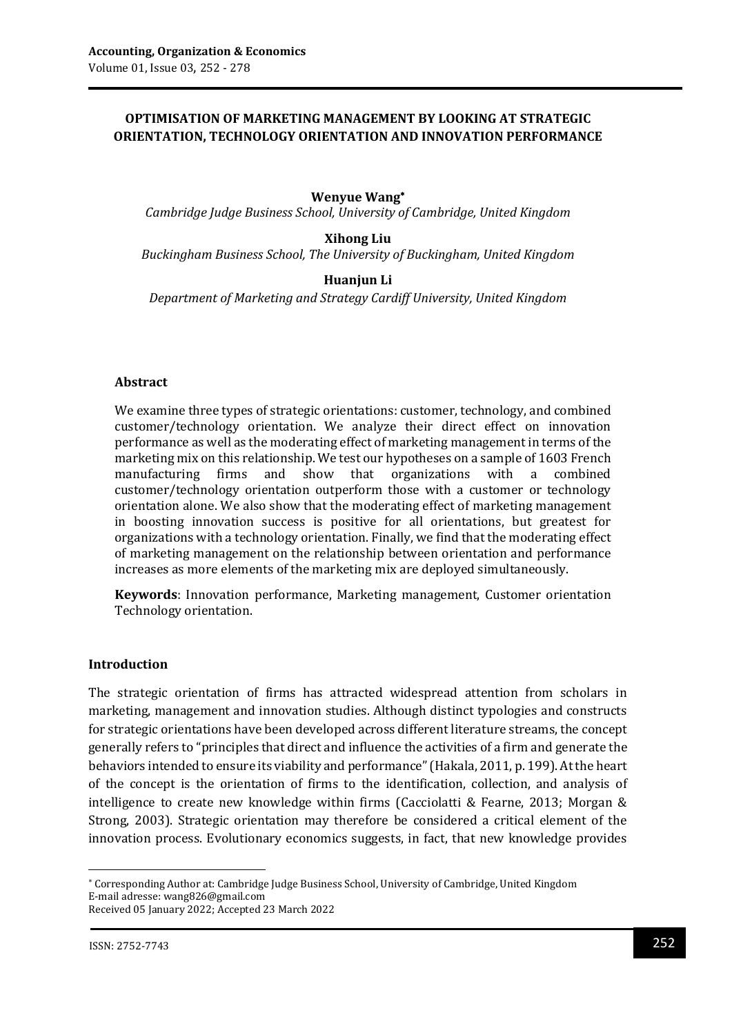# OPTIMISATION OF MARKETING MANAGEMENT BY LOOKING AT STRATEGIC ORIENTATION, TECHNOLOGY ORIENTATION AND INNOVATION PERFORMANCE

**Wenyue Wang***

*Cambridge Judge Business School, University of Cambridge, United Kingdom*

**Xihong Liu**

*Buckingham Business School, The University of Buckingham, United Kingdom*

**Huanjun Li**

*Department of Marketing and Strategy Cardiff University, United Kingdom*

### Abstract

We examine three types of strategic orientations: customer, technology, and combined customer/technology orientation. We analyze their direct effect on innovation performance as well as the moderating effect of marketing management in terms of the marketing mix on this relationship. We test our hypotheses on a sample of 1603 French manufacturing firms and show that organizations with a combined customer/technology orientation outperform those with a customer or technology orientation alone. We also show that the moderating effect of marketing management in boosting innovation success is positive for all orientations, but greatest for organizations with a technology orientation. Finally, we find that the moderating effect of marketing management on the relationship between orientation and performance increases as more elements of the marketing mix are deployed simultaneously.

**Keywords**: Innovation performance, Marketing management, Customer orientation Technology orientation.

## Introduction

The strategic orientation of firms has attracted widespread attention from scholars in marketing, management and innovation studies. Although distinct typologies and constructs for strategic orientations have been developed across different literature streams, the concept generally refers to "principles that direct and influence the activities of a firm and generate the behaviors intended to ensure its viability and performance" (Hakala, 2011, p. 199). At the heart of the concept is the orientation of firms to the identification, collection, and analysis of intelligence to create new knowledge within firms (Cacciolatti & Fearne, 2013; Morgan & Strong, 2003). Strategic orientation may therefore be considered a critical element of the innovation process. Evolutionary economics suggests, in fact, that new knowledge provides

---

* Corresponding Author at: Cambridge Judge Business School, University of Cambridge, United Kingdom
E-mail adresse: wang826@gmail.com
Received 05 January 2022; Accepted 23 March 2022

ISSN: 2752-7743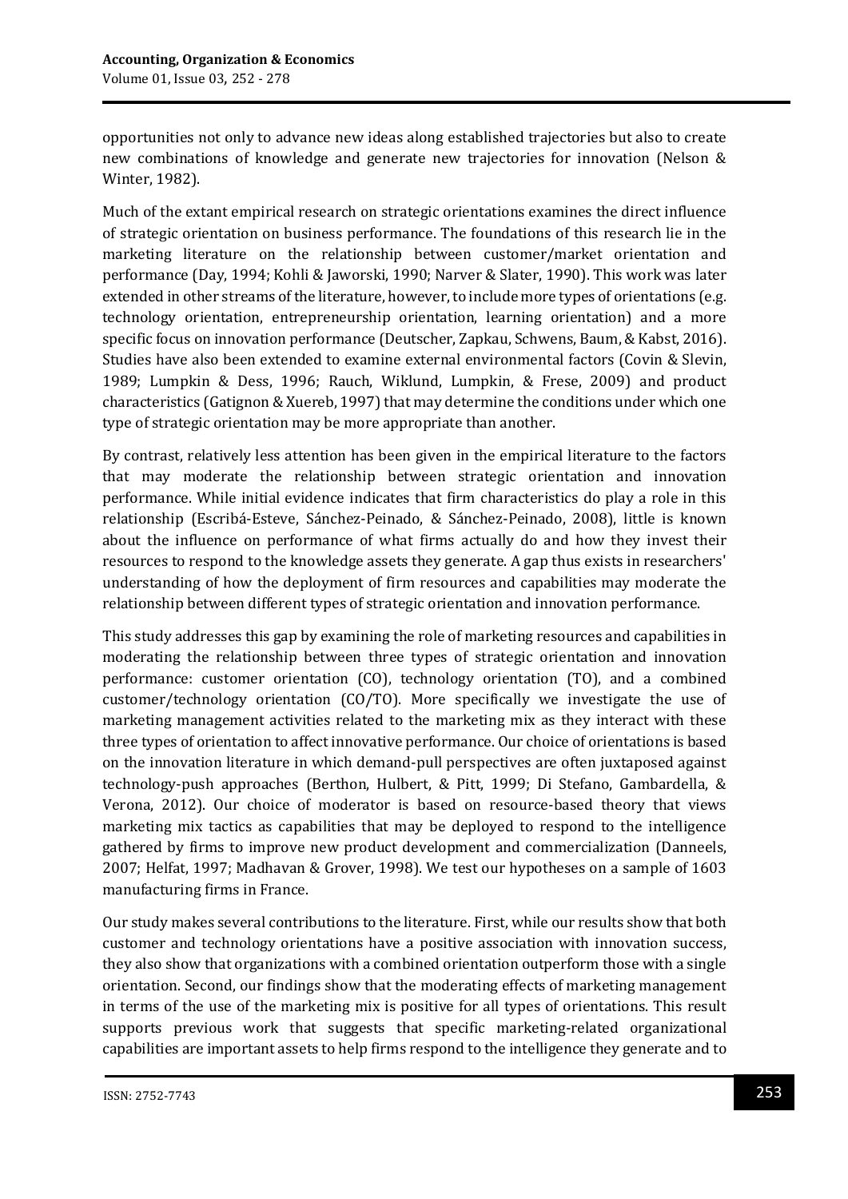opportunities not only to advance new ideas along established trajectories but also to create new combinations of knowledge and generate new trajectories for innovation (Nelson & Winter, 1982).

Much of the extant empirical research on strategic orientations examines the direct influence of strategic orientation on business performance. The foundations of this research lie in the marketing literature on the relationship between customer/market orientation and performance (Day, 1994; Kohli & Jaworski, 1990; Narver & Slater, 1990). This work was later extended in other streams of the literature, however, to include more types of orientations (e.g. technology orientation, entrepreneurship orientation, learning orientation) and a more specific focus on innovation performance (Deutscher, Zapkau, Schwens, Baum, & Kabst, 2016). Studies have also been extended to examine external environmental factors (Covin & Slevin, 1989; Lumpkin & Dess, 1996; Rauch, Wiklund, Lumpkin, & Frese, 2009) and product characteristics (Gatignon & Xuereb, 1997) that may determine the conditions under which one type of strategic orientation may be more appropriate than another.

By contrast, relatively less attention has been given in the empirical literature to the factors that may moderate the relationship between strategic orientation and innovation performance. While initial evidence indicates that firm characteristics do play a role in this relationship (Escribá-Esteve, Sánchez-Peinado, & Sánchez-Peinado, 2008), little is known about the influence on performance of what firms actually do and how they invest their resources to respond to the knowledge assets they generate. A gap thus exists in researchers' understanding of how the deployment of firm resources and capabilities may moderate the relationship between different types of strategic orientation and innovation performance.

This study addresses this gap by examining the role of marketing resources and capabilities in moderating the relationship between three types of strategic orientation and innovation performance: customer orientation (CO), technology orientation (TO), and a combined customer/technology orientation (CO/TO). More specifically we investigate the use of marketing management activities related to the marketing mix as they interact with these three types of orientation to affect innovative performance. Our choice of orientations is based on the innovation literature in which demand-pull perspectives are often juxtaposed against technology-push approaches (Berthon, Hulbert, & Pitt, 1999; Di Stefano, Gambardella, & Verona, 2012). Our choice of moderator is based on resource-based theory that views marketing mix tactics as capabilities that may be deployed to respond to the intelligence gathered by firms to improve new product development and commercialization (Danneels, 2007; Helfat, 1997; Madhavan & Grover, 1998). We test our hypotheses on a sample of 1603 manufacturing firms in France.

Our study makes several contributions to the literature. First, while our results show that both customer and technology orientations have a positive association with innovation success, they also show that organizations with a combined orientation outperform those with a single orientation. Second, our findings show that the moderating effects of marketing management in terms of the use of the marketing mix is positive for all types of orientations. This result supports previous work that suggests that specific marketing-related organizational capabilities are important assets to help firms respond to the intelligence they generate and to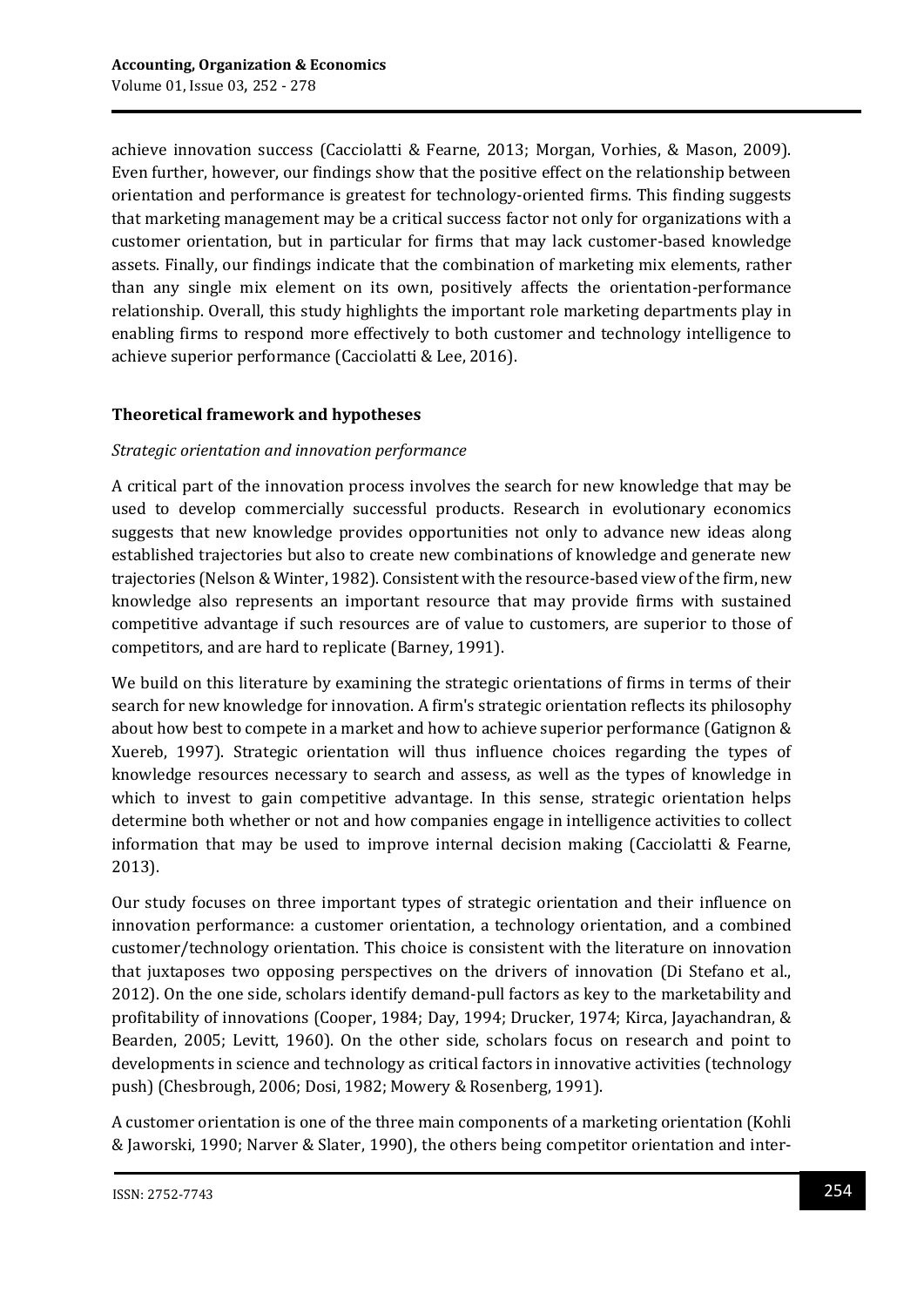achieve innovation success (Cacciolatti & Fearne, 2013; Morgan, Vorhies, & Mason, 2009). Even further, however, our findings show that the positive effect on the relationship between orientation and performance is greatest for technology-oriented firms. This finding suggests that marketing management may be a critical success factor not only for organizations with a customer orientation, but in particular for firms that may lack customer-based knowledge assets. Finally, our findings indicate that the combination of marketing mix elements, rather than any single mix element on its own, positively affects the orientation-performance relationship. Overall, this study highlights the important role marketing departments play in enabling firms to respond more effectively to both customer and technology intelligence to achieve superior performance (Cacciolatti & Lee, 2016).

## Theoretical framework and hypotheses

### *Strategic orientation and innovation performance*

A critical part of the innovation process involves the search for new knowledge that may be used to develop commercially successful products. Research in evolutionary economics suggests that new knowledge provides opportunities not only to advance new ideas along established trajectories but also to create new combinations of knowledge and generate new trajectories (Nelson & Winter, 1982). Consistent with the resource-based view of the firm, new knowledge also represents an important resource that may provide firms with sustained competitive advantage if such resources are of value to customers, are superior to those of competitors, and are hard to replicate (Barney, 1991).

We build on this literature by examining the strategic orientations of firms in terms of their search for new knowledge for innovation. A firm's strategic orientation reflects its philosophy about how best to compete in a market and how to achieve superior performance (Gatignon & Xuereb, 1997). Strategic orientation will thus influence choices regarding the types of knowledge resources necessary to search and assess, as well as the types of knowledge in which to invest to gain competitive advantage. In this sense, strategic orientation helps determine both whether or not and how companies engage in intelligence activities to collect information that may be used to improve internal decision making (Cacciolatti & Fearne, 2013).

Our study focuses on three important types of strategic orientation and their influence on innovation performance: a customer orientation, a technology orientation, and a combined customer/technology orientation. This choice is consistent with the literature on innovation that juxtaposes two opposing perspectives on the drivers of innovation (Di Stefano et al., 2012). On the one side, scholars identify demand-pull factors as key to the marketability and profitability of innovations (Cooper, 1984; Day, 1994; Drucker, 1974; Kirca, Jayachandran, & Bearden, 2005; Levitt, 1960). On the other side, scholars focus on research and point to developments in science and technology as critical factors in innovative activities (technology push) (Chesbrough, 2006; Dosi, 1982; Mowery & Rosenberg, 1991).

A customer orientation is one of the three main components of a marketing orientation (Kohli & Jaworski, 1990; Narver & Slater, 1990), the others being competitor orientation and inter-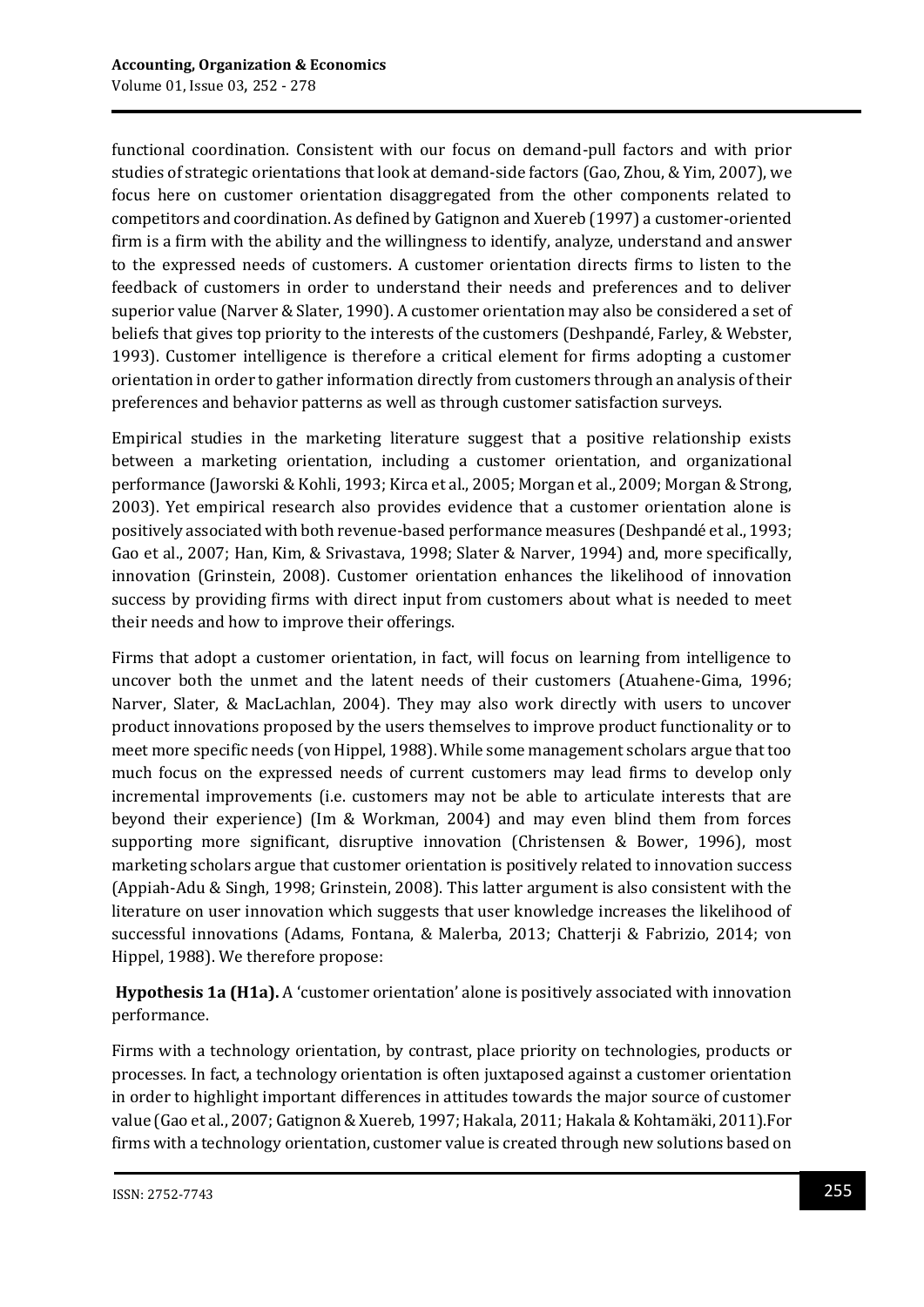functional coordination. Consistent with our focus on demand-pull factors and with prior studies of strategic orientations that look at demand-side factors (Gao, Zhou, & Yim, 2007), we focus here on customer orientation disaggregated from the other components related to competitors and coordination. As defined by Gatignon and Xuereb (1997) a customer-oriented firm is a firm with the ability and the willingness to identify, analyze, understand and answer to the expressed needs of customers. A customer orientation directs firms to listen to the feedback of customers in order to understand their needs and preferences and to deliver superior value (Narver & Slater, 1990). A customer orientation may also be considered a set of beliefs that gives top priority to the interests of the customers (Deshpandé, Farley, & Webster, 1993). Customer intelligence is therefore a critical element for firms adopting a customer orientation in order to gather information directly from customers through an analysis of their preferences and behavior patterns as well as through customer satisfaction surveys.

Empirical studies in the marketing literature suggest that a positive relationship exists between a marketing orientation, including a customer orientation, and organizational performance (Jaworski & Kohli, 1993; Kirca et al., 2005; Morgan et al., 2009; Morgan & Strong, 2003). Yet empirical research also provides evidence that a customer orientation alone is positively associated with both revenue-based performance measures (Deshpandé et al., 1993; Gao et al., 2007; Han, Kim, & Srivastava, 1998; Slater & Narver, 1994) and, more specifically, innovation (Grinstein, 2008). Customer orientation enhances the likelihood of innovation success by providing firms with direct input from customers about what is needed to meet their needs and how to improve their offerings.

Firms that adopt a customer orientation, in fact, will focus on learning from intelligence to uncover both the unmet and the latent needs of their customers (Atuahene-Gima, 1996; Narver, Slater, & MacLachlan, 2004). They may also work directly with users to uncover product innovations proposed by the users themselves to improve product functionality or to meet more specific needs (von Hippel, 1988). While some management scholars argue that too much focus on the expressed needs of current customers may lead firms to develop only incremental improvements (i.e. customers may not be able to articulate interests that are beyond their experience) (Im & Workman, 2004) and may even blind them from forces supporting more significant, disruptive innovation (Christensen & Bower, 1996), most marketing scholars argue that customer orientation is positively related to innovation success (Appiah-Adu & Singh, 1998; Grinstein, 2008). This latter argument is also consistent with the literature on user innovation which suggests that user knowledge increases the likelihood of successful innovations (Adams, Fontana, & Malerba, 2013; Chatterji & Fabrizio, 2014; von Hippel, 1988). We therefore propose:

**Hypothesis 1a (H1a).** A 'customer orientation' alone is positively associated with innovation performance.

Firms with a technology orientation, by contrast, place priority on technologies, products or processes. In fact, a technology orientation is often juxtaposed against a customer orientation in order to highlight important differences in attitudes towards the major source of customer value (Gao et al., 2007; Gatignon & Xuereb, 1997; Hakala, 2011; Hakala & Kohtamäki, 2011).For firms with a technology orientation, customer value is created through new solutions based on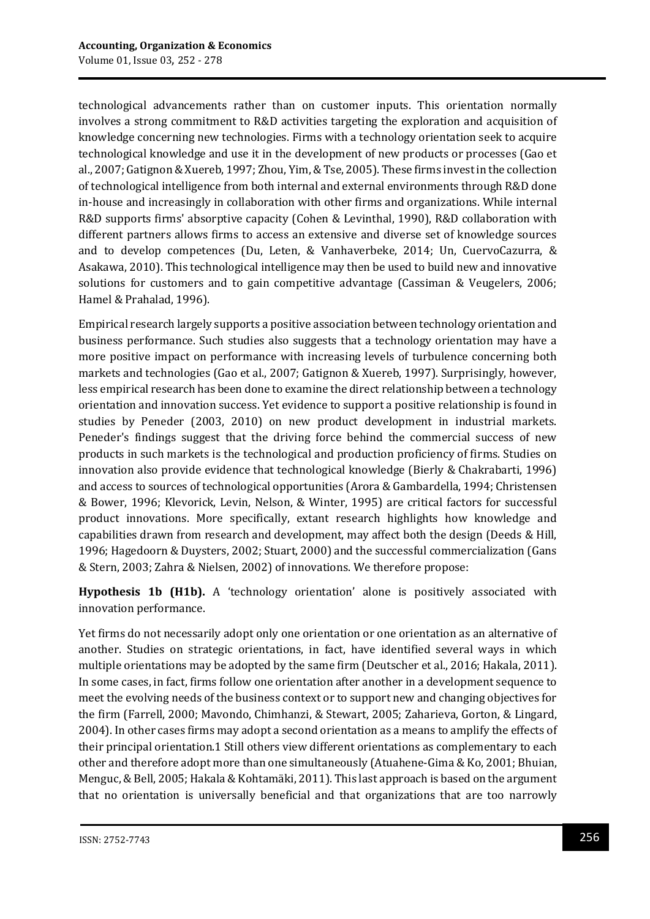technological advancements rather than on customer inputs. This orientation normally involves a strong commitment to R&D activities targeting the exploration and acquisition of knowledge concerning new technologies. Firms with a technology orientation seek to acquire technological knowledge and use it in the development of new products or processes (Gao et al., 2007; Gatignon & Xuereb, 1997; Zhou, Yim, & Tse, 2005). These firms invest in the collection of technological intelligence from both internal and external environments through R&D done in-house and increasingly in collaboration with other firms and organizations. While internal R&D supports firms' absorptive capacity (Cohen & Levinthal, 1990), R&D collaboration with different partners allows firms to access an extensive and diverse set of knowledge sources and to develop competences (Du, Leten, & Vanhaverbeke, 2014; Un, CuervoCazurra, & Asakawa, 2010). This technological intelligence may then be used to build new and innovative solutions for customers and to gain competitive advantage (Cassiman & Veugelers, 2006; Hamel & Prahalad, 1996).

Empirical research largely supports a positive association between technology orientation and business performance. Such studies also suggests that a technology orientation may have a more positive impact on performance with increasing levels of turbulence concerning both markets and technologies (Gao et al., 2007; Gatignon & Xuereb, 1997). Surprisingly, however, less empirical research has been done to examine the direct relationship between a technology orientation and innovation success. Yet evidence to support a positive relationship is found in studies by Peneder (2003, 2010) on new product development in industrial markets. Peneder's findings suggest that the driving force behind the commercial success of new products in such markets is the technological and production proficiency of firms. Studies on innovation also provide evidence that technological knowledge (Bierly & Chakrabarti, 1996) and access to sources of technological opportunities (Arora & Gambardella, 1994; Christensen & Bower, 1996; Klevorick, Levin, Nelson, & Winter, 1995) are critical factors for successful product innovations. More specifically, extant research highlights how knowledge and capabilities drawn from research and development, may affect both the design (Deeds & Hill, 1996; Hagedoorn & Duysters, 2002; Stuart, 2000) and the successful commercialization (Gans & Stern, 2003; Zahra & Nielsen, 2002) of innovations. We therefore propose:

**Hypothesis 1b (H1b).** A 'technology orientation' alone is positively associated with innovation performance.

Yet firms do not necessarily adopt only one orientation or one orientation as an alternative of another. Studies on strategic orientations, in fact, have identified several ways in which multiple orientations may be adopted by the same firm (Deutscher et al., 2016; Hakala, 2011). In some cases, in fact, firms follow one orientation after another in a development sequence to meet the evolving needs of the business context or to support new and changing objectives for the firm (Farrell, 2000; Mavondo, Chimhanzi, & Stewart, 2005; Zaharieva, Gorton, & Lingard, 2004). In other cases firms may adopt a second orientation as a means to amplify the effects of their principal orientation.[1] Still others view different orientations as complementary to each other and therefore adopt more than one simultaneously (Atuahene-Gima & Ko, 2001; Bhuian, Menguc, & Bell, 2005; Hakala & Kohtamäki, 2011). This last approach is based on the argument that no orientation is universally beneficial and that organizations that are too narrowly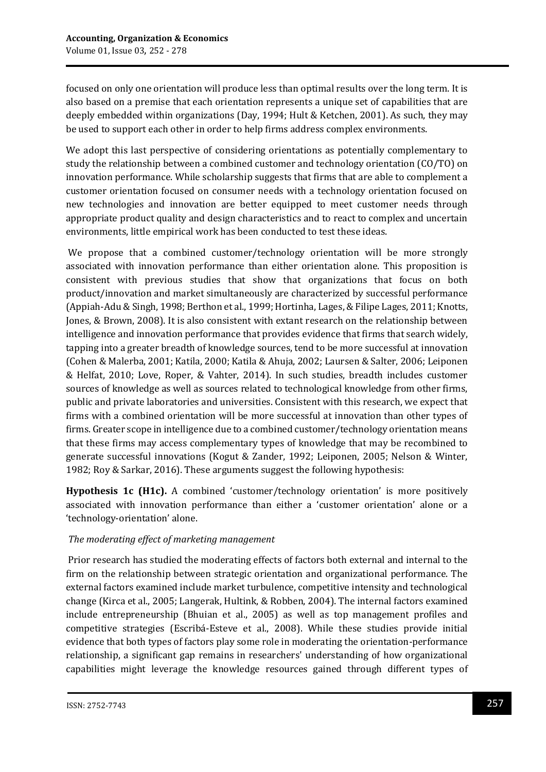focused on only one orientation will produce less than optimal results over the long term. It is also based on a premise that each orientation represents a unique set of capabilities that are deeply embedded within organizations (Day, 1994; Hult & Ketchen, 2001). As such, they may be used to support each other in order to help firms address complex environments.

We adopt this last perspective of considering orientations as potentially complementary to study the relationship between a combined customer and technology orientation (CO/TO) on innovation performance. While scholarship suggests that firms that are able to complement a customer orientation focused on consumer needs with a technology orientation focused on new technologies and innovation are better equipped to meet customer needs through appropriate product quality and design characteristics and to react to complex and uncertain environments, little empirical work has been conducted to test these ideas.

We propose that a combined customer/technology orientation will be more strongly associated with innovation performance than either orientation alone. This proposition is consistent with previous studies that show that organizations that focus on both product/innovation and market simultaneously are characterized by successful performance (Appiah-Adu & Singh, 1998; Berthon et al., 1999; Hortinha, Lages, & Filipe Lages, 2011; Knotts, Jones, & Brown, 2008). It is also consistent with extant research on the relationship between intelligence and innovation performance that provides evidence that firms that search widely, tapping into a greater breadth of knowledge sources, tend to be more successful at innovation (Cohen & Malerba, 2001; Katila, 2000; Katila & Ahuja, 2002; Laursen & Salter, 2006; Leiponen & Helfat, 2010; Love, Roper, & Vahter, 2014). In such studies, breadth includes customer sources of knowledge as well as sources related to technological knowledge from other firms, public and private laboratories and universities. Consistent with this research, we expect that firms with a combined orientation will be more successful at innovation than other types of firms. Greater scope in intelligence due to a combined customer/technology orientation means that these firms may access complementary types of knowledge that may be recombined to generate successful innovations (Kogut & Zander, 1992; Leiponen, 2005; Nelson & Winter, 1982; Roy & Sarkar, 2016). These arguments suggest the following hypothesis:

**Hypothesis 1c (H1c).** A combined 'customer/technology orientation' is more positively associated with innovation performance than either a 'customer orientation' alone or a 'technology-orientation' alone.

*The moderating effect of marketing management*

Prior research has studied the moderating effects of factors both external and internal to the firm on the relationship between strategic orientation and organizational performance. The external factors examined include market turbulence, competitive intensity and technological change (Kirca et al., 2005; Langerak, Hultink, & Robben, 2004). The internal factors examined include entrepreneurship (Bhuian et al., 2005) as well as top management profiles and competitive strategies (Escribá-Esteve et al., 2008). While these studies provide initial evidence that both types of factors play some role in moderating the orientation-performance relationship, a significant gap remains in researchers' understanding of how organizational capabilities might leverage the knowledge resources gained through different types of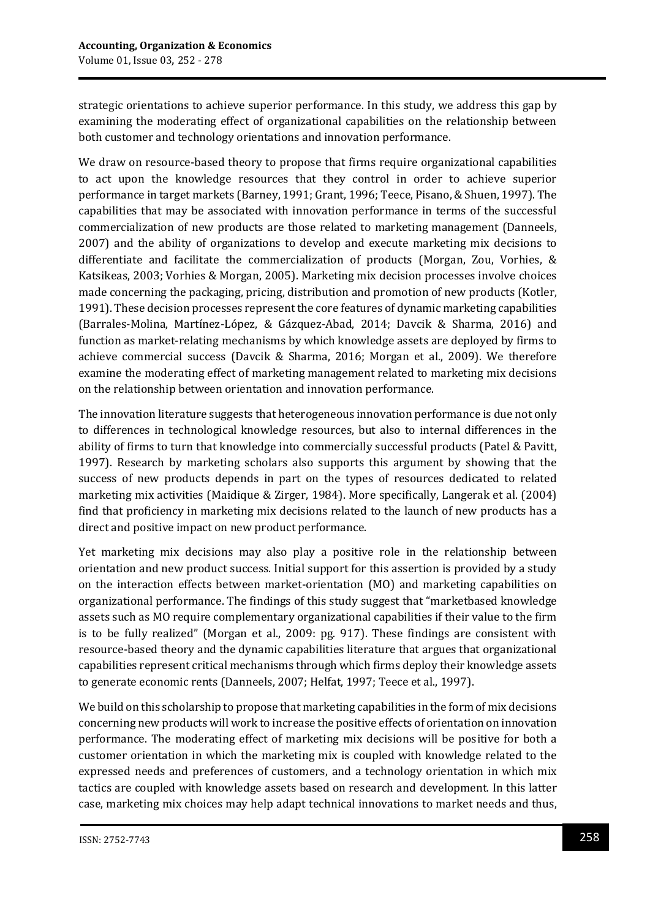strategic orientations to achieve superior performance. In this study, we address this gap by examining the moderating effect of organizational capabilities on the relationship between both customer and technology orientations and innovation performance.

We draw on resource-based theory to propose that firms require organizational capabilities to act upon the knowledge resources that they control in order to achieve superior performance in target markets (Barney, 1991; Grant, 1996; Teece, Pisano, & Shuen, 1997). The capabilities that may be associated with innovation performance in terms of the successful commercialization of new products are those related to marketing management (Danneels, 2007) and the ability of organizations to develop and execute marketing mix decisions to differentiate and facilitate the commercialization of products (Morgan, Zou, Vorhies, & Katsikeas, 2003; Vorhies & Morgan, 2005). Marketing mix decision processes involve choices made concerning the packaging, pricing, distribution and promotion of new products (Kotler, 1991). These decision processes represent the core features of dynamic marketing capabilities (Barrales-Molina, Martínez-López, & Gázquez-Abad, 2014; Davcik & Sharma, 2016) and function as market-relating mechanisms by which knowledge assets are deployed by firms to achieve commercial success (Davcik & Sharma, 2016; Morgan et al., 2009). We therefore examine the moderating effect of marketing management related to marketing mix decisions on the relationship between orientation and innovation performance.

The innovation literature suggests that heterogeneous innovation performance is due not only to differences in technological knowledge resources, but also to internal differences in the ability of firms to turn that knowledge into commercially successful products (Patel & Pavitt, 1997). Research by marketing scholars also supports this argument by showing that the success of new products depends in part on the types of resources dedicated to related marketing mix activities (Maidique & Zirger, 1984). More specifically, Langerak et al. (2004) find that proficiency in marketing mix decisions related to the launch of new products has a direct and positive impact on new product performance.

Yet marketing mix decisions may also play a positive role in the relationship between orientation and new product success. Initial support for this assertion is provided by a study on the interaction effects between market-orientation (MO) and marketing capabilities on organizational performance. The findings of this study suggest that "marketbased knowledge assets such as MO require complementary organizational capabilities if their value to the firm is to be fully realized" (Morgan et al., 2009: pg. 917). These findings are consistent with resource-based theory and the dynamic capabilities literature that argues that organizational capabilities represent critical mechanisms through which firms deploy their knowledge assets to generate economic rents (Danneels, 2007; Helfat, 1997; Teece et al., 1997).

We build on this scholarship to propose that marketing capabilities in the form of mix decisions concerning new products will work to increase the positive effects of orientation on innovation performance. The moderating effect of marketing mix decisions will be positive for both a customer orientation in which the marketing mix is coupled with knowledge related to the expressed needs and preferences of customers, and a technology orientation in which mix tactics are coupled with knowledge assets based on research and development. In this latter case, marketing mix choices may help adapt technical innovations to market needs and thus,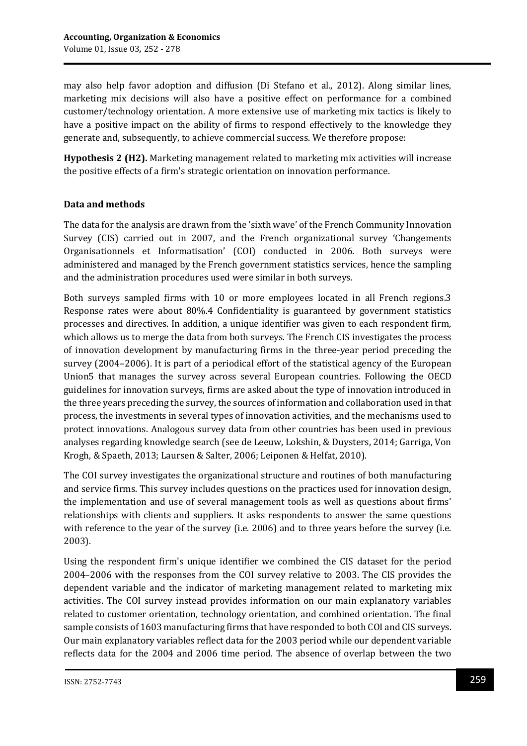may also help favor adoption and diffusion (Di Stefano et al., 2012). Along similar lines, marketing mix decisions will also have a positive effect on performance for a combined customer/technology orientation. A more extensive use of marketing mix tactics is likely to have a positive impact on the ability of firms to respond effectively to the knowledge they generate and, subsequently, to achieve commercial success. We therefore propose:

**Hypothesis 2 (H2).** Marketing management related to marketing mix activities will increase the positive effects of a firm's strategic orientation on innovation performance.

## Data and methods

The data for the analysis are drawn from the 'sixth wave' of the French Community Innovation Survey (CIS) carried out in 2007, and the French organizational survey 'Changements Organisationnels et Informatisation' (COI) conducted in 2006. Both surveys were administered and managed by the French government statistics services, hence the sampling and the administration procedures used were similar in both surveys.

Both surveys sampled firms with 10 or more employees located in all French regions.[3] Response rates were about 80%.[4] Confidentiality is guaranteed by government statistics processes and directives. In addition, a unique identifier was given to each respondent firm, which allows us to merge the data from both surveys. The French CIS investigates the process of innovation development by manufacturing firms in the three-year period preceding the survey (2004–2006). It is part of a periodical effort of the statistical agency of the European Union[5] that manages the survey across several European countries. Following the OECD guidelines for innovation surveys, firms are asked about the type of innovation introduced in the three years preceding the survey, the sources of information and collaboration used in that process, the investments in several types of innovation activities, and the mechanisms used to protect innovations. Analogous survey data from other countries has been used in previous analyses regarding knowledge search (see de Leeuw, Lokshin, & Duysters, 2014; Garriga, Von Krogh, & Spaeth, 2013; Laursen & Salter, 2006; Leiponen & Helfat, 2010).

The COI survey investigates the organizational structure and routines of both manufacturing and service firms. This survey includes questions on the practices used for innovation design, the implementation and use of several management tools as well as questions about firms' relationships with clients and suppliers. It asks respondents to answer the same questions with reference to the year of the survey (i.e. 2006) and to three years before the survey (i.e. 2003).

Using the respondent firm's unique identifier we combined the CIS dataset for the period 2004–2006 with the responses from the COI survey relative to 2003. The CIS provides the dependent variable and the indicator of marketing management related to marketing mix activities. The COI survey instead provides information on our main explanatory variables related to customer orientation, technology orientation, and combined orientation. The final sample consists of 1603 manufacturing firms that have responded to both COI and CIS surveys. Our main explanatory variables reflect data for the 2003 period while our dependent variable reflects data for the 2004 and 2006 time period. The absence of overlap between the two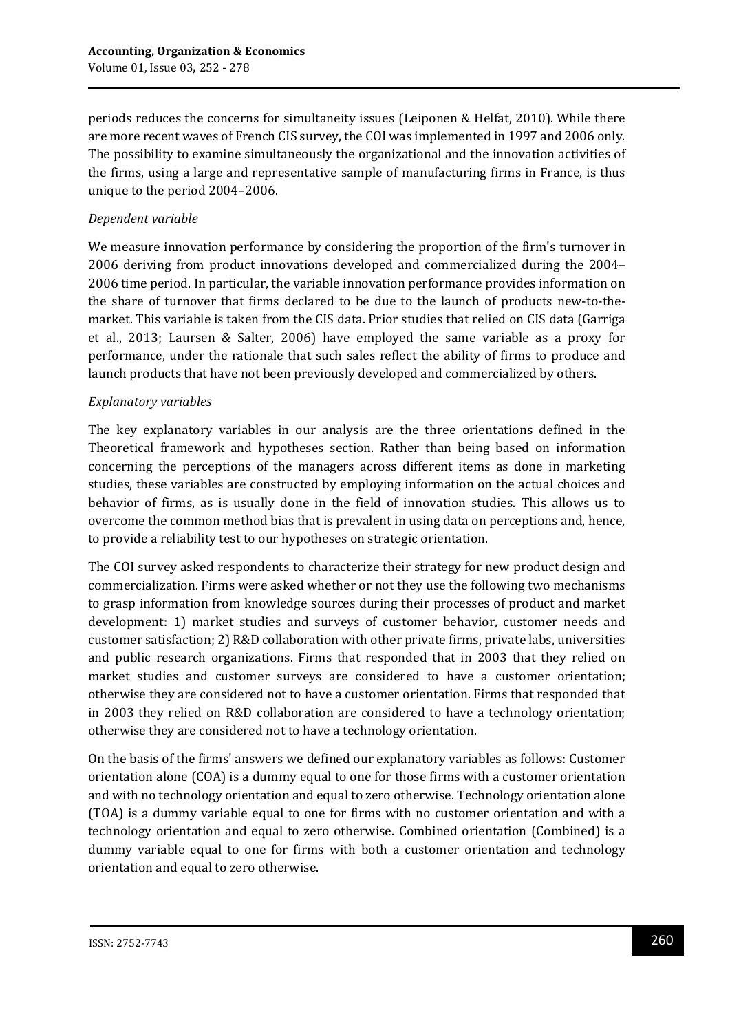periods reduces the concerns for simultaneity issues (Leiponen & Helfat, 2010). While there are more recent waves of French CIS survey, the COI was implemented in 1997 and 2006 only. The possibility to examine simultaneously the organizational and the innovation activities of the firms, using a large and representative sample of manufacturing firms in France, is thus unique to the period 2004–2006.

*Dependent variable*

We measure innovation performance by considering the proportion of the firm's turnover in 2006 deriving from product innovations developed and commercialized during the 2004–2006 time period. In particular, the variable innovation performance provides information on the share of turnover that firms declared to be due to the launch of products new-to-the-market. This variable is taken from the CIS data. Prior studies that relied on CIS data (Garriga et al., 2013; Laursen & Salter, 2006) have employed the same variable as a proxy for performance, under the rationale that such sales reflect the ability of firms to produce and launch products that have not been previously developed and commercialized by others.

*Explanatory variables*

The key explanatory variables in our analysis are the three orientations defined in the Theoretical framework and hypotheses section. Rather than being based on information concerning the perceptions of the managers across different items as done in marketing studies, these variables are constructed by employing information on the actual choices and behavior of firms, as is usually done in the field of innovation studies. This allows us to overcome the common method bias that is prevalent in using data on perceptions and, hence, to provide a reliability test to our hypotheses on strategic orientation.

The COI survey asked respondents to characterize their strategy for new product design and commercialization. Firms were asked whether or not they use the following two mechanisms to grasp information from knowledge sources during their processes of product and market development: 1) market studies and surveys of customer behavior, customer needs and customer satisfaction; 2) R&D collaboration with other private firms, private labs, universities and public research organizations. Firms that responded that in 2003 that they relied on market studies and customer surveys are considered to have a customer orientation; otherwise they are considered not to have a customer orientation. Firms that responded that in 2003 they relied on R&D collaboration are considered to have a technology orientation; otherwise they are considered not to have a technology orientation.

On the basis of the firms' answers we defined our explanatory variables as follows: Customer orientation alone (COA) is a dummy equal to one for those firms with a customer orientation and with no technology orientation and equal to zero otherwise. Technology orientation alone (TOA) is a dummy variable equal to one for firms with no customer orientation and with a technology orientation and equal to zero otherwise. Combined orientation (Combined) is a dummy variable equal to one for firms with both a customer orientation and technology orientation and equal to zero otherwise.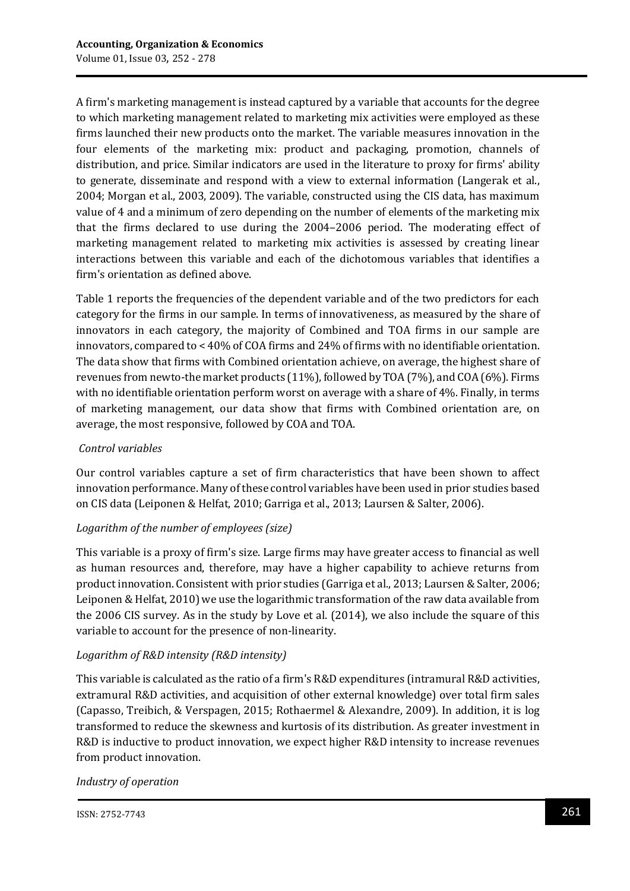A firm's marketing management is instead captured by a variable that accounts for the degree to which marketing management related to marketing mix activities were employed as these firms launched their new products onto the market. The variable measures innovation in the four elements of the marketing mix: product and packaging, promotion, channels of distribution, and price. Similar indicators are used in the literature to proxy for firms' ability to generate, disseminate and respond with a view to external information (Langerak et al., 2004; Morgan et al., 2003, 2009). The variable, constructed using the CIS data, has maximum value of 4 and a minimum of zero depending on the number of elements of the marketing mix that the firms declared to use during the 2004–2006 period. The moderating effect of marketing management related to marketing mix activities is assessed by creating linear interactions between this variable and each of the dichotomous variables that identifies a firm's orientation as defined above.

Table 1 reports the frequencies of the dependent variable and of the two predictors for each category for the firms in our sample. In terms of innovativeness, as measured by the share of innovators in each category, the majority of Combined and TOA firms in our sample are innovators, compared to < 40% of COA firms and 24% of firms with no identifiable orientation. The data show that firms with Combined orientation achieve, on average, the highest share of revenues from newto-the market products (11%), followed by TOA (7%), and COA (6%). Firms with no identifiable orientation perform worst on average with a share of 4%. Finally, in terms of marketing management, our data show that firms with Combined orientation are, on average, the most responsive, followed by COA and TOA.

*Control variables*

Our control variables capture a set of firm characteristics that have been shown to affect innovation performance. Many of these control variables have been used in prior studies based on CIS data (Leiponen & Helfat, 2010; Garriga et al., 2013; Laursen & Salter, 2006).

*Logarithm of the number of employees (size)*

This variable is a proxy of firm's size. Large firms may have greater access to financial as well as human resources and, therefore, may have a higher capability to achieve returns from product innovation. Consistent with prior studies (Garriga et al., 2013; Laursen & Salter, 2006; Leiponen & Helfat, 2010) we use the logarithmic transformation of the raw data available from the 2006 CIS survey. As in the study by Love et al. (2014), we also include the square of this variable to account for the presence of non-linearity.

*Logarithm of R&D intensity (R&D intensity)*

This variable is calculated as the ratio of a firm's R&D expenditures (intramural R&D activities, extramural R&D activities, and acquisition of other external knowledge) over total firm sales (Capasso, Treibich, & Verspagen, 2015; Rothaermel & Alexandre, 2009). In addition, it is log transformed to reduce the skewness and kurtosis of its distribution. As greater investment in R&D is inductive to product innovation, we expect higher R&D intensity to increase revenues from product innovation.

*Industry of operation*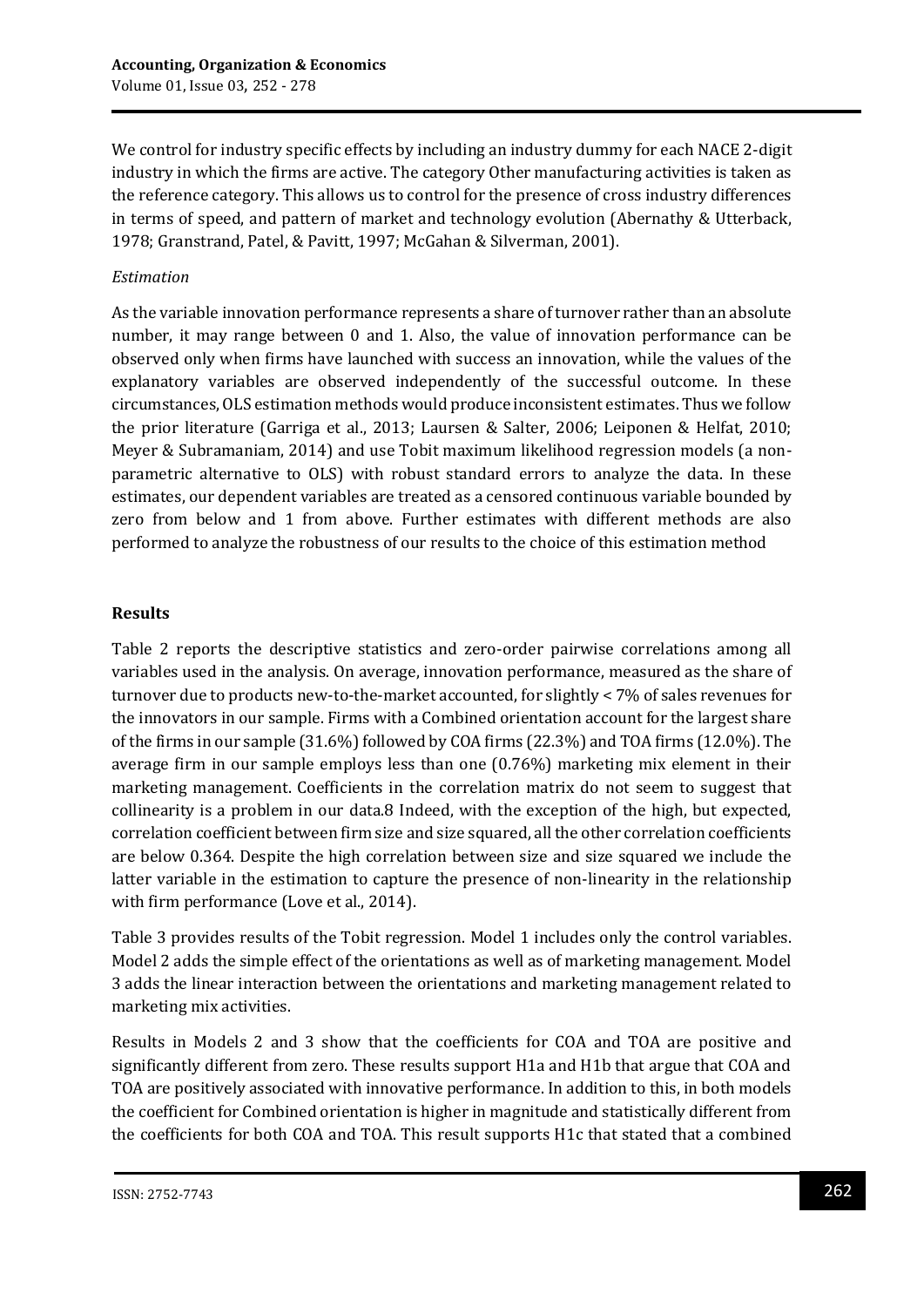We control for industry specific effects by including an industry dummy for each NACE 2-digit industry in which the firms are active. The category Other manufacturing activities is taken as the reference category. This allows us to control for the presence of cross industry differences in terms of speed, and pattern of market and technology evolution (Abernathy & Utterback, 1978; Granstrand, Patel, & Pavitt, 1997; McGahan & Silverman, 2001).

*Estimation*

As the variable innovation performance represents a share of turnover rather than an absolute number, it may range between 0 and 1. Also, the value of innovation performance can be observed only when firms have launched with success an innovation, while the values of the explanatory variables are observed independently of the successful outcome. In these circumstances, OLS estimation methods would produce inconsistent estimates. Thus we follow the prior literature (Garriga et al., 2013; Laursen & Salter, 2006; Leiponen & Helfat, 2010; Meyer & Subramaniam, 2014) and use Tobit maximum likelihood regression models (a non-parametric alternative to OLS) with robust standard errors to analyze the data. In these estimates, our dependent variables are treated as a censored continuous variable bounded by zero from below and 1 from above. Further estimates with different methods are also performed to analyze the robustness of our results to the choice of this estimation method

## Results

Table 2 reports the descriptive statistics and zero-order pairwise correlations among all variables used in the analysis. On average, innovation performance, measured as the share of turnover due to products new-to-the-market accounted, for slightly < 7% of sales revenues for the innovators in our sample. Firms with a Combined orientation account for the largest share of the firms in our sample (31.6%) followed by COA firms (22.3%) and TOA firms (12.0%). The average firm in our sample employs less than one (0.76%) marketing mix element in their marketing management. Coefficients in the correlation matrix do not seem to suggest that collinearity is a problem in our data.8 Indeed, with the exception of the high, but expected, correlation coefficient between firm size and size squared, all the other correlation coefficients are below 0.364. Despite the high correlation between size and size squared we include the latter variable in the estimation to capture the presence of non-linearity in the relationship with firm performance (Love et al., 2014).

Table 3 provides results of the Tobit regression. Model 1 includes only the control variables. Model 2 adds the simple effect of the orientations as well as of marketing management. Model 3 adds the linear interaction between the orientations and marketing management related to marketing mix activities.

Results in Models 2 and 3 show that the coefficients for COA and TOA are positive and significantly different from zero. These results support H1a and H1b that argue that COA and TOA are positively associated with innovative performance. In addition to this, in both models the coefficient for Combined orientation is higher in magnitude and statistically different from the coefficients for both COA and TOA. This result supports H1c that stated that a combined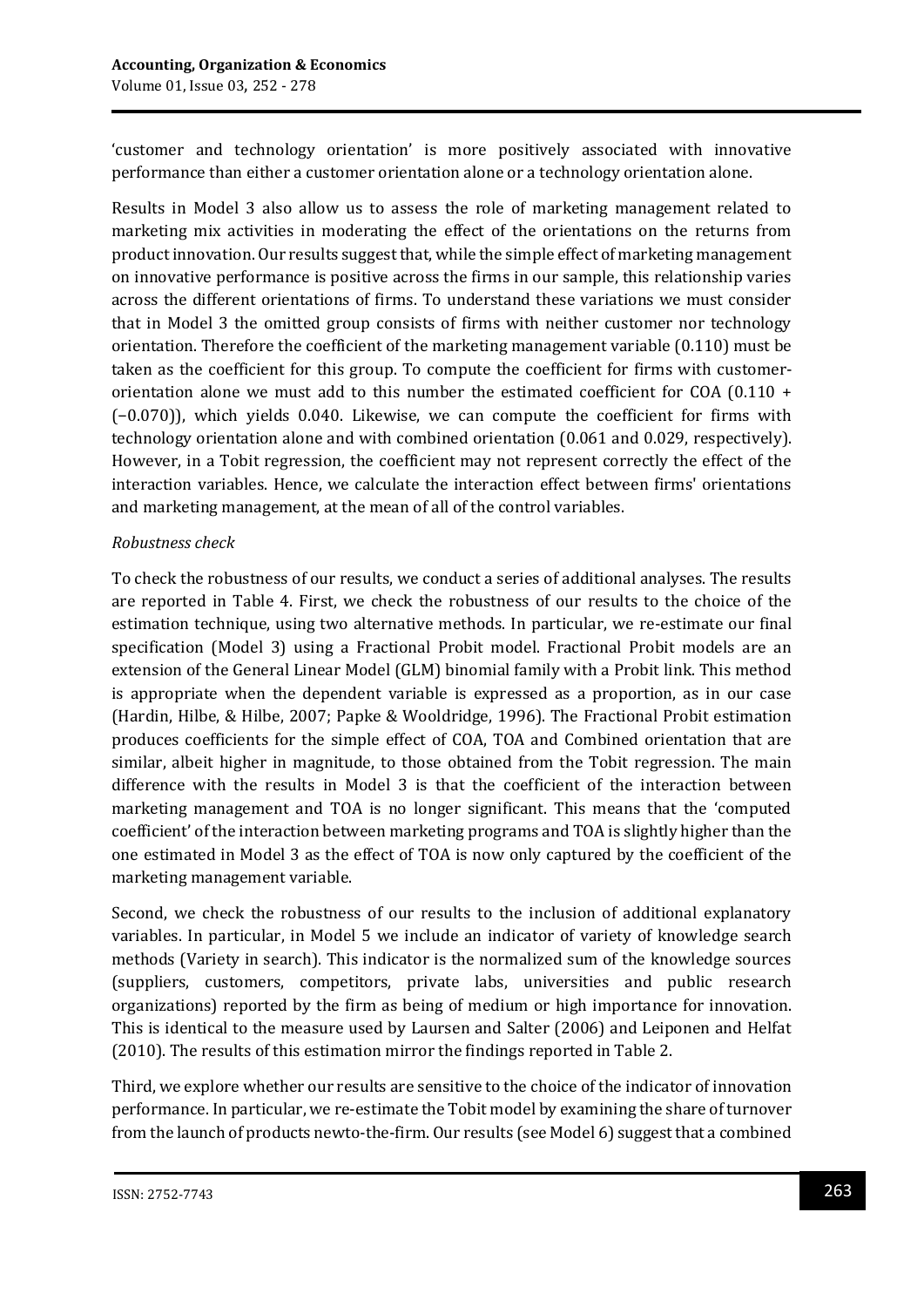'customer and technology orientation' is more positively associated with innovative performance than either a customer orientation alone or a technology orientation alone.

Results in Model 3 also allow us to assess the role of marketing management related to marketing mix activities in moderating the effect of the orientations on the returns from product innovation. Our results suggest that, while the simple effect of marketing management on innovative performance is positive across the firms in our sample, this relationship varies across the different orientations of firms. To understand these variations we must consider that in Model 3 the omitted group consists of firms with neither customer nor technology orientation. Therefore the coefficient of the marketing management variable (0.110) must be taken as the coefficient for this group. To compute the coefficient for firms with customer-orientation alone we must add to this number the estimated coefficient for COA (0.110 + (−0.070)), which yields 0.040. Likewise, we can compute the coefficient for firms with technology orientation alone and with combined orientation (0.061 and 0.029, respectively). However, in a Tobit regression, the coefficient may not represent correctly the effect of the interaction variables. Hence, we calculate the interaction effect between firms' orientations and marketing management, at the mean of all of the control variables.

*Robustness check*

To check the robustness of our results, we conduct a series of additional analyses. The results are reported in Table 4. First, we check the robustness of our results to the choice of the estimation technique, using two alternative methods. In particular, we re-estimate our final specification (Model 3) using a Fractional Probit model. Fractional Probit models are an extension of the General Linear Model (GLM) binomial family with a Probit link. This method is appropriate when the dependent variable is expressed as a proportion, as in our case (Hardin, Hilbe, & Hilbe, 2007; Papke & Wooldridge, 1996). The Fractional Probit estimation produces coefficients for the simple effect of COA, TOA and Combined orientation that are similar, albeit higher in magnitude, to those obtained from the Tobit regression. The main difference with the results in Model 3 is that the coefficient of the interaction between marketing management and TOA is no longer significant. This means that the 'computed coefficient' of the interaction between marketing programs and TOA is slightly higher than the one estimated in Model 3 as the effect of TOA is now only captured by the coefficient of the marketing management variable.

Second, we check the robustness of our results to the inclusion of additional explanatory variables. In particular, in Model 5 we include an indicator of variety of knowledge search methods (Variety in search). This indicator is the normalized sum of the knowledge sources (suppliers, customers, competitors, private labs, universities and public research organizations) reported by the firm as being of medium or high importance for innovation. This is identical to the measure used by Laursen and Salter (2006) and Leiponen and Helfat (2010). The results of this estimation mirror the findings reported in Table 2.

Third, we explore whether our results are sensitive to the choice of the indicator of innovation performance. In particular, we re-estimate the Tobit model by examining the share of turnover from the launch of products newto-the-firm. Our results (see Model 6) suggest that a combined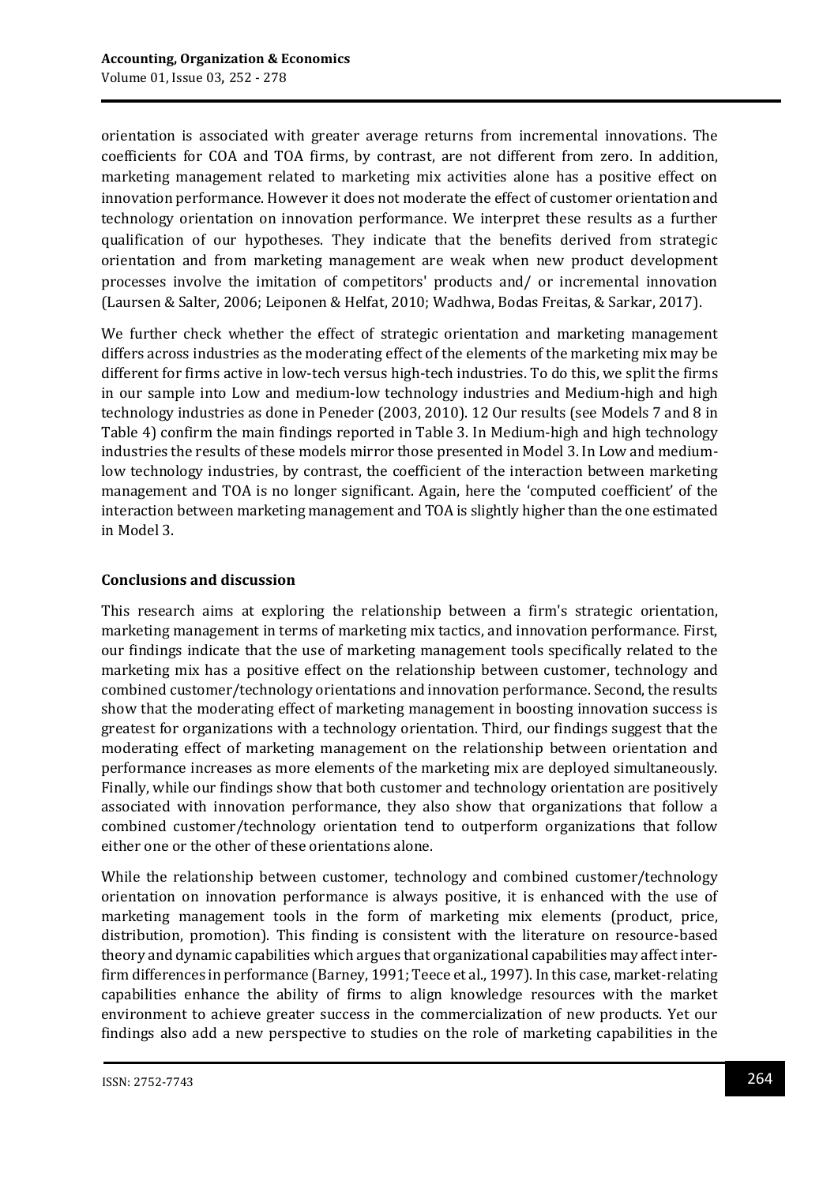orientation is associated with greater average returns from incremental innovations. The coefficients for COA and TOA firms, by contrast, are not different from zero. In addition, marketing management related to marketing mix activities alone has a positive effect on innovation performance. However it does not moderate the effect of customer orientation and technology orientation on innovation performance. We interpret these results as a further qualification of our hypotheses. They indicate that the benefits derived from strategic orientation and from marketing management are weak when new product development processes involve the imitation of competitors' products and/ or incremental innovation (Laursen & Salter, 2006; Leiponen & Helfat, 2010; Wadhwa, Bodas Freitas, & Sarkar, 2017).

We further check whether the effect of strategic orientation and marketing management differs across industries as the moderating effect of the elements of the marketing mix may be different for firms active in low-tech versus high-tech industries. To do this, we split the firms in our sample into Low and medium-low technology industries and Medium-high and high technology industries as done in Peneder (2003, 2010). 12 Our results (see Models 7 and 8 in Table 4) confirm the main findings reported in Table 3. In Medium-high and high technology industries the results of these models mirror those presented in Model 3. In Low and medium-low technology industries, by contrast, the coefficient of the interaction between marketing management and TOA is no longer significant. Again, here the 'computed coefficient' of the interaction between marketing management and TOA is slightly higher than the one estimated in Model 3.

## Conclusions and discussion

This research aims at exploring the relationship between a firm's strategic orientation, marketing management in terms of marketing mix tactics, and innovation performance. First, our findings indicate that the use of marketing management tools specifically related to the marketing mix has a positive effect on the relationship between customer, technology and combined customer/technology orientations and innovation performance. Second, the results show that the moderating effect of marketing management in boosting innovation success is greatest for organizations with a technology orientation. Third, our findings suggest that the moderating effect of marketing management on the relationship between orientation and performance increases as more elements of the marketing mix are deployed simultaneously. Finally, while our findings show that both customer and technology orientation are positively associated with innovation performance, they also show that organizations that follow a combined customer/technology orientation tend to outperform organizations that follow either one or the other of these orientations alone.

While the relationship between customer, technology and combined customer/technology orientation on innovation performance is always positive, it is enhanced with the use of marketing management tools in the form of marketing mix elements (product, price, distribution, promotion). This finding is consistent with the literature on resource-based theory and dynamic capabilities which argues that organizational capabilities may affect inter-firm differences in performance (Barney, 1991; Teece et al., 1997). In this case, market-relating capabilities enhance the ability of firms to align knowledge resources with the market environment to achieve greater success in the commercialization of new products. Yet our findings also add a new perspective to studies on the role of marketing capabilities in the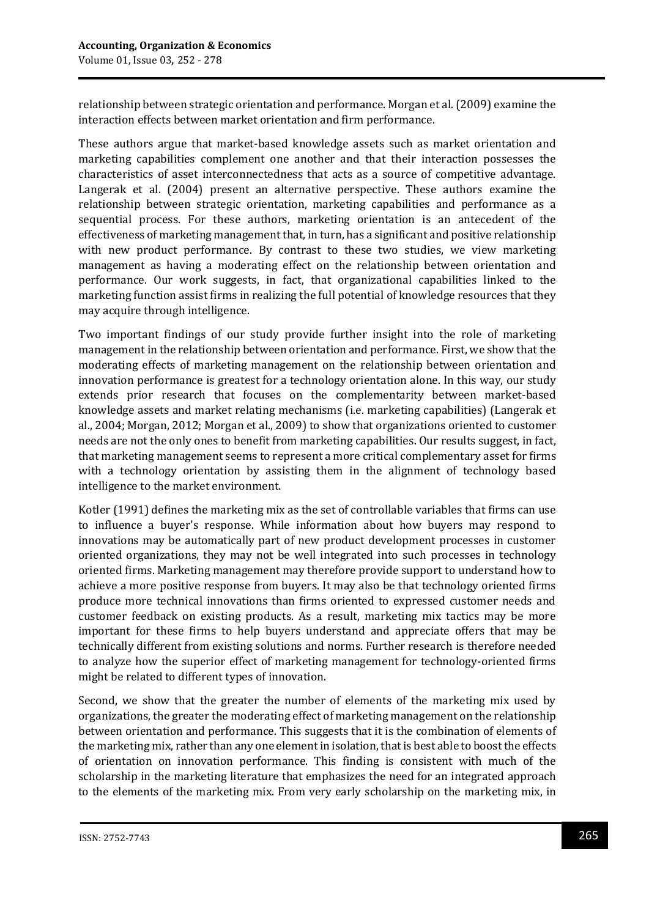relationship between strategic orientation and performance. Morgan et al. (2009) examine the interaction effects between market orientation and firm performance.

These authors argue that market-based knowledge assets such as market orientation and marketing capabilities complement one another and that their interaction possesses the characteristics of asset interconnectedness that acts as a source of competitive advantage. Langerak et al. (2004) present an alternative perspective. These authors examine the relationship between strategic orientation, marketing capabilities and performance as a sequential process. For these authors, marketing orientation is an antecedent of the effectiveness of marketing management that, in turn, has a significant and positive relationship with new product performance. By contrast to these two studies, we view marketing management as having a moderating effect on the relationship between orientation and performance. Our work suggests, in fact, that organizational capabilities linked to the marketing function assist firms in realizing the full potential of knowledge resources that they may acquire through intelligence.

Two important findings of our study provide further insight into the role of marketing management in the relationship between orientation and performance. First, we show that the moderating effects of marketing management on the relationship between orientation and innovation performance is greatest for a technology orientation alone. In this way, our study extends prior research that focuses on the complementarity between market-based knowledge assets and market relating mechanisms (i.e. marketing capabilities) (Langerak et al., 2004; Morgan, 2012; Morgan et al., 2009) to show that organizations oriented to customer needs are not the only ones to benefit from marketing capabilities. Our results suggest, in fact, that marketing management seems to represent a more critical complementary asset for firms with a technology orientation by assisting them in the alignment of technology based intelligence to the market environment.

Kotler (1991) defines the marketing mix as the set of controllable variables that firms can use to influence a buyer's response. While information about how buyers may respond to innovations may be automatically part of new product development processes in customer oriented organizations, they may not be well integrated into such processes in technology oriented firms. Marketing management may therefore provide support to understand how to achieve a more positive response from buyers. It may also be that technology oriented firms produce more technical innovations than firms oriented to expressed customer needs and customer feedback on existing products. As a result, marketing mix tactics may be more important for these firms to help buyers understand and appreciate offers that may be technically different from existing solutions and norms. Further research is therefore needed to analyze how the superior effect of marketing management for technology-oriented firms might be related to different types of innovation.

Second, we show that the greater the number of elements of the marketing mix used by organizations, the greater the moderating effect of marketing management on the relationship between orientation and performance. This suggests that it is the combination of elements of the marketing mix, rather than any one element in isolation, that is best able to boost the effects of orientation on innovation performance. This finding is consistent with much of the scholarship in the marketing literature that emphasizes the need for an integrated approach to the elements of the marketing mix. From very early scholarship on the marketing mix, in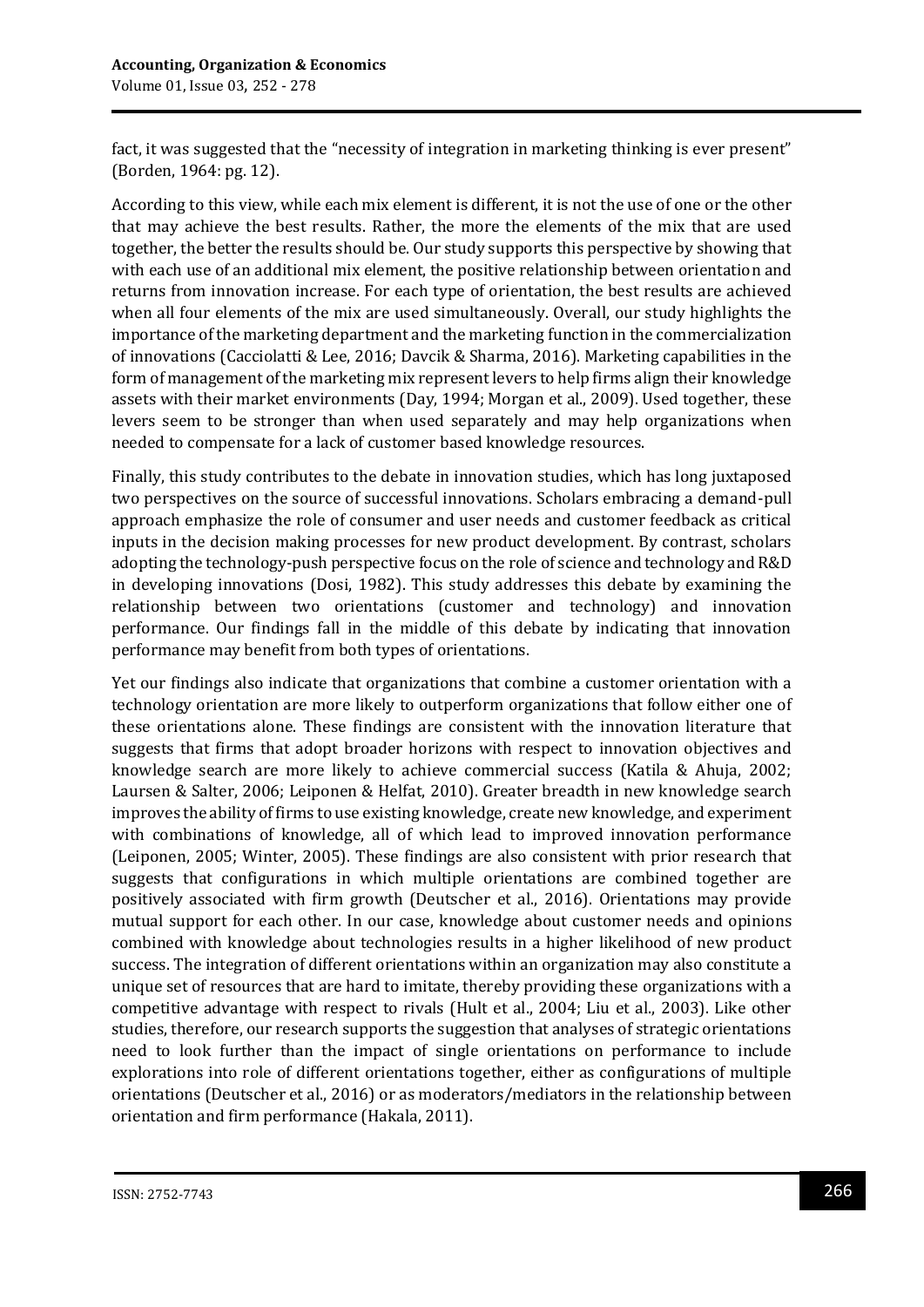fact, it was suggested that the "necessity of integration in marketing thinking is ever present" (Borden, 1964: pg. 12).

According to this view, while each mix element is different, it is not the use of one or the other that may achieve the best results. Rather, the more the elements of the mix that are used together, the better the results should be. Our study supports this perspective by showing that with each use of an additional mix element, the positive relationship between orientation and returns from innovation increase. For each type of orientation, the best results are achieved when all four elements of the mix are used simultaneously. Overall, our study highlights the importance of the marketing department and the marketing function in the commercialization of innovations (Cacciolatti & Lee, 2016; Davcik & Sharma, 2016). Marketing capabilities in the form of management of the marketing mix represent levers to help firms align their knowledge assets with their market environments (Day, 1994; Morgan et al., 2009). Used together, these levers seem to be stronger than when used separately and may help organizations when needed to compensate for a lack of customer based knowledge resources.

Finally, this study contributes to the debate in innovation studies, which has long juxtaposed two perspectives on the source of successful innovations. Scholars embracing a demand-pull approach emphasize the role of consumer and user needs and customer feedback as critical inputs in the decision making processes for new product development. By contrast, scholars adopting the technology-push perspective focus on the role of science and technology and R&D in developing innovations (Dosi, 1982). This study addresses this debate by examining the relationship between two orientations (customer and technology) and innovation performance. Our findings fall in the middle of this debate by indicating that innovation performance may benefit from both types of orientations.

Yet our findings also indicate that organizations that combine a customer orientation with a technology orientation are more likely to outperform organizations that follow either one of these orientations alone. These findings are consistent with the innovation literature that suggests that firms that adopt broader horizons with respect to innovation objectives and knowledge search are more likely to achieve commercial success (Katila & Ahuja, 2002; Laursen & Salter, 2006; Leiponen & Helfat, 2010). Greater breadth in new knowledge search improves the ability of firms to use existing knowledge, create new knowledge, and experiment with combinations of knowledge, all of which lead to improved innovation performance (Leiponen, 2005; Winter, 2005). These findings are also consistent with prior research that suggests that configurations in which multiple orientations are combined together are positively associated with firm growth (Deutscher et al., 2016). Orientations may provide mutual support for each other. In our case, knowledge about customer needs and opinions combined with knowledge about technologies results in a higher likelihood of new product success. The integration of different orientations within an organization may also constitute a unique set of resources that are hard to imitate, thereby providing these organizations with a competitive advantage with respect to rivals (Hult et al., 2004; Liu et al., 2003). Like other studies, therefore, our research supports the suggestion that analyses of strategic orientations need to look further than the impact of single orientations on performance to include explorations into role of different orientations together, either as configurations of multiple orientations (Deutscher et al., 2016) or as moderators/mediators in the relationship between orientation and firm performance (Hakala, 2011).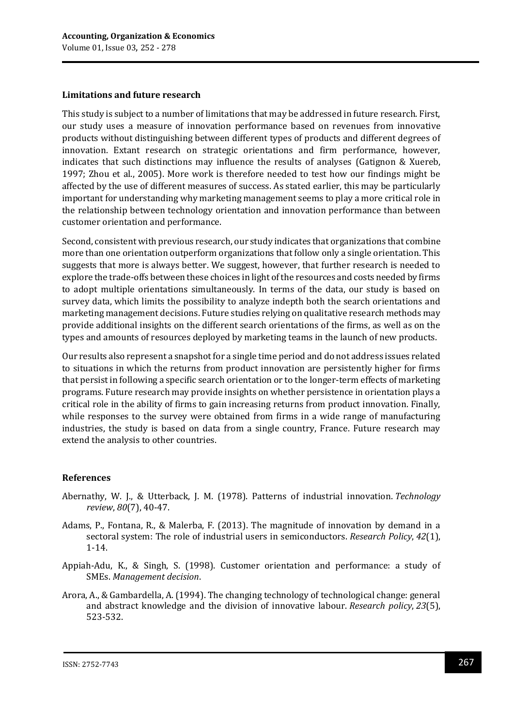### Limitations and future research

This study is subject to a number of limitations that may be addressed in future research. First, our study uses a measure of innovation performance based on revenues from innovative products without distinguishing between different types of products and different degrees of innovation. Extant research on strategic orientations and firm performance, however, indicates that such distinctions may influence the results of analyses (Gatignon & Xuereb, 1997; Zhou et al., 2005). More work is therefore needed to test how our findings might be affected by the use of different measures of success. As stated earlier, this may be particularly important for understanding why marketing management seems to play a more critical role in the relationship between technology orientation and innovation performance than between customer orientation and performance.

Second, consistent with previous research, our study indicates that organizations that combine more than one orientation outperform organizations that follow only a single orientation. This suggests that more is always better. We suggest, however, that further research is needed to explore the trade-offs between these choices in light of the resources and costs needed by firms to adopt multiple orientations simultaneously. In terms of the data, our study is based on survey data, which limits the possibility to analyze indepth both the search orientations and marketing management decisions. Future studies relying on qualitative research methods may provide additional insights on the different search orientations of the firms, as well as on the types and amounts of resources deployed by marketing teams in the launch of new products.

Our results also represent a snapshot for a single time period and do not address issues related to situations in which the returns from product innovation are persistently higher for firms that persist in following a specific search orientation or to the longer-term effects of marketing programs. Future research may provide insights on whether persistence in orientation plays a critical role in the ability of firms to gain increasing returns from product innovation. Finally, while responses to the survey were obtained from firms in a wide range of manufacturing industries, the study is based on data from a single country, France. Future research may extend the analysis to other countries.

### References

Abernathy, W. J., & Utterback, J. M. (1978). Patterns of industrial innovation. *Technology review*, *80*(7), 40-47.

Adams, P., Fontana, R., & Malerba, F. (2013). The magnitude of innovation by demand in a sectoral system: The role of industrial users in semiconductors. *Research Policy*, *42*(1), 1-14.

Appiah-Adu, K., & Singh, S. (1998). Customer orientation and performance: a study of SMEs. *Management decision*.

Arora, A., & Gambardella, A. (1994). The changing technology of technological change: general and abstract knowledge and the division of innovative labour. *Research policy*, *23*(5), 523-532.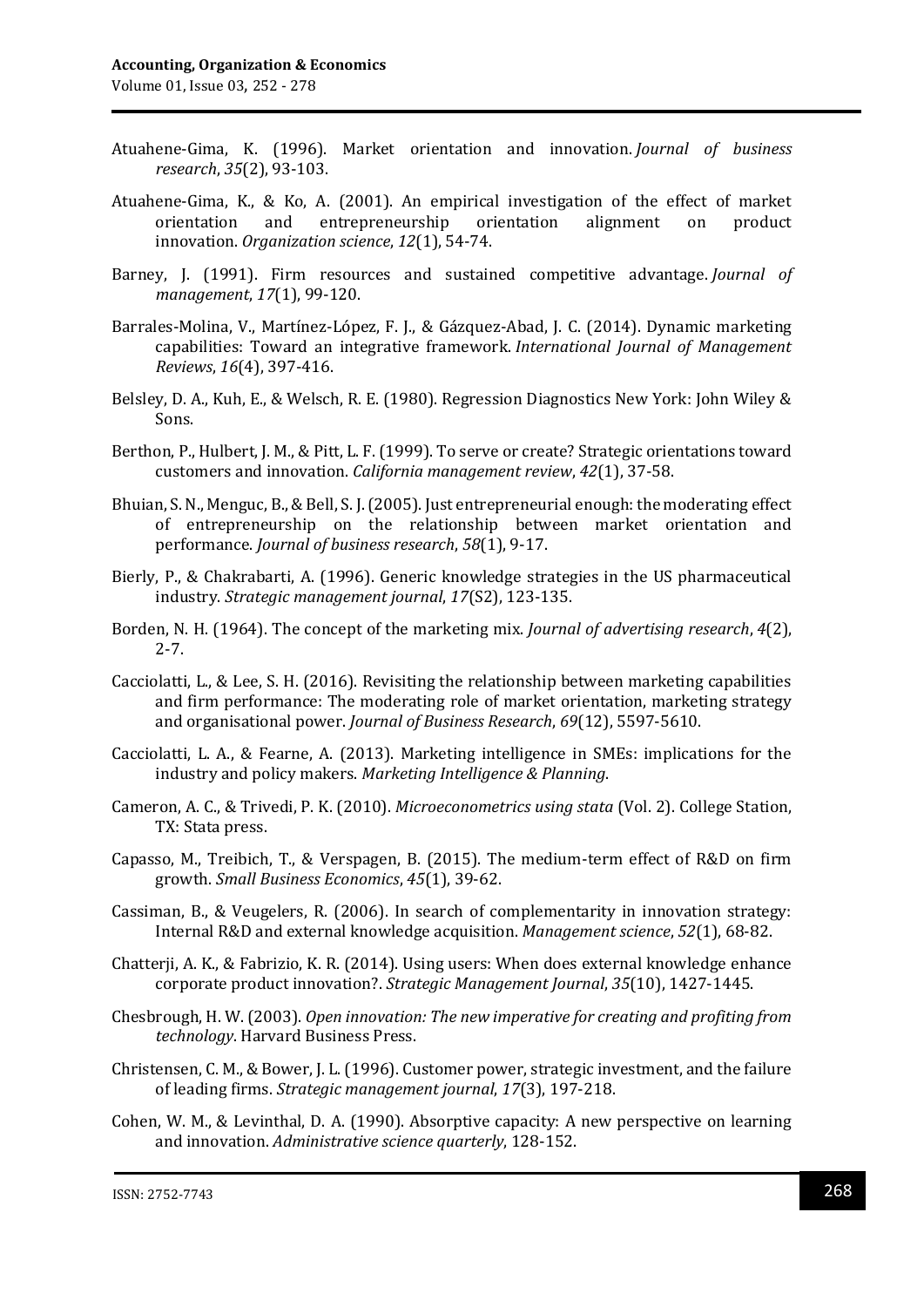Atuahene-Gima, K. (1996). Market orientation and innovation. *Journal of business research*, *35*(2), 93-103.

Atuahene-Gima, K., & Ko, A. (2001). An empirical investigation of the effect of market orientation and entrepreneurship orientation alignment on product innovation. *Organization science*, *12*(1), 54-74.

Barney, J. (1991). Firm resources and sustained competitive advantage. *Journal of management*, *17*(1), 99-120.

Barrales-Molina, V., Martínez-López, F. J., & Gázquez-Abad, J. C. (2014). Dynamic marketing capabilities: Toward an integrative framework. *International Journal of Management Reviews*, *16*(4), 397-416.

Belsley, D. A., Kuh, E., & Welsch, R. E. (1980). Regression Diagnostics New York: John Wiley & Sons.

Berthon, P., Hulbert, J. M., & Pitt, L. F. (1999). To serve or create? Strategic orientations toward customers and innovation. *California management review*, *42*(1), 37-58.

Bhuian, S. N., Menguc, B., & Bell, S. J. (2005). Just entrepreneurial enough: the moderating effect of entrepreneurship on the relationship between market orientation and performance. *Journal of business research*, *58*(1), 9-17.

Bierly, P., & Chakrabarti, A. (1996). Generic knowledge strategies in the US pharmaceutical industry. *Strategic management journal*, *17*(S2), 123-135.

Borden, N. H. (1964). The concept of the marketing mix. *Journal of advertising research*, *4*(2), 2-7.

Cacciolatti, L., & Lee, S. H. (2016). Revisiting the relationship between marketing capabilities and firm performance: The moderating role of market orientation, marketing strategy and organisational power. *Journal of Business Research*, *69*(12), 5597-5610.

Cacciolatti, L. A., & Fearne, A. (2013). Marketing intelligence in SMEs: implications for the industry and policy makers. *Marketing Intelligence & Planning*.

Cameron, A. C., & Trivedi, P. K. (2010). *Microeconometrics using stata* (Vol. 2). College Station, TX: Stata press.

Capasso, M., Treibich, T., & Verspagen, B. (2015). The medium-term effect of R&D on firm growth. *Small Business Economics*, *45*(1), 39-62.

Cassiman, B., & Veugelers, R. (2006). In search of complementarity in innovation strategy: Internal R&D and external knowledge acquisition. *Management science*, *52*(1), 68-82.

Chatterji, A. K., & Fabrizio, K. R. (2014). Using users: When does external knowledge enhance corporate product innovation?. *Strategic Management Journal*, *35*(10), 1427-1445.

Chesbrough, H. W. (2003). *Open innovation: The new imperative for creating and profiting from technology*. Harvard Business Press.

Christensen, C. M., & Bower, J. L. (1996). Customer power, strategic investment, and the failure of leading firms. *Strategic management journal*, *17*(3), 197-218.

Cohen, W. M., & Levinthal, D. A. (1990). Absorptive capacity: A new perspective on learning and innovation. *Administrative science quarterly*, 128-152.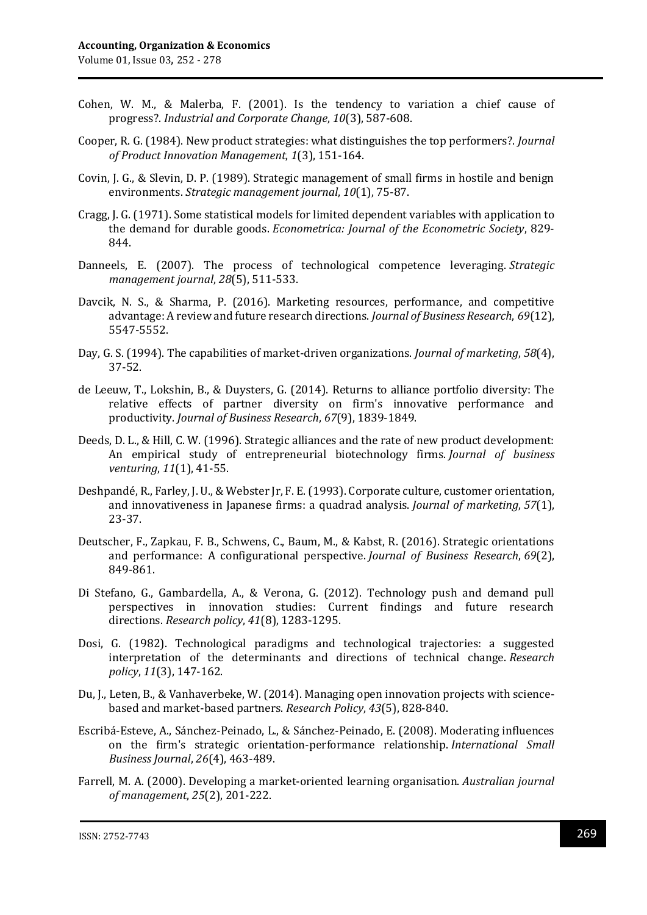Cohen, W. M., & Malerba, F. (2001). Is the tendency to variation a chief cause of progress?. *Industrial and Corporate Change*, *10*(3), 587-608.

Cooper, R. G. (1984). New product strategies: what distinguishes the top performers?. *Journal of Product Innovation Management*, *1*(3), 151-164.

Covin, J. G., & Slevin, D. P. (1989). Strategic management of small firms in hostile and benign environments. *Strategic management journal*, *10*(1), 75-87.

Cragg, J. G. (1971). Some statistical models for limited dependent variables with application to the demand for durable goods. *Econometrica: Journal of the Econometric Society*, 829-844.

Danneels, E. (2007). The process of technological competence leveraging. *Strategic management journal*, *28*(5), 511-533.

Davcik, N. S., & Sharma, P. (2016). Marketing resources, performance, and competitive advantage: A review and future research directions. *Journal of Business Research*, *69*(12), 5547-5552.

Day, G. S. (1994). The capabilities of market-driven organizations. *Journal of marketing*, *58*(4), 37-52.

de Leeuw, T., Lokshin, B., & Duysters, G. (2014). Returns to alliance portfolio diversity: The relative effects of partner diversity on firm's innovative performance and productivity. *Journal of Business Research*, *67*(9), 1839-1849.

Deeds, D. L., & Hill, C. W. (1996). Strategic alliances and the rate of new product development: An empirical study of entrepreneurial biotechnology firms. *Journal of business venturing*, *11*(1), 41-55.

Deshpandé, R., Farley, J. U., & Webster Jr, F. E. (1993). Corporate culture, customer orientation, and innovativeness in Japanese firms: a quadrad analysis. *Journal of marketing*, *57*(1), 23-37.

Deutscher, F., Zapkau, F. B., Schwens, C., Baum, M., & Kabst, R. (2016). Strategic orientations and performance: A configurational perspective. *Journal of Business Research*, *69*(2), 849-861.

Di Stefano, G., Gambardella, A., & Verona, G. (2012). Technology push and demand pull perspectives in innovation studies: Current findings and future research directions. *Research policy*, *41*(8), 1283-1295.

Dosi, G. (1982). Technological paradigms and technological trajectories: a suggested interpretation of the determinants and directions of technical change. *Research policy*, *11*(3), 147-162.

Du, J., Leten, B., & Vanhaverbeke, W. (2014). Managing open innovation projects with science-based and market-based partners. *Research Policy*, *43*(5), 828-840.

Escribá-Esteve, A., Sánchez-Peinado, L., & Sánchez-Peinado, E. (2008). Moderating influences on the firm's strategic orientation-performance relationship. *International Small Business Journal*, *26*(4), 463-489.

Farrell, M. A. (2000). Developing a market-oriented learning organisation. *Australian journal of management*, *25*(2), 201-222.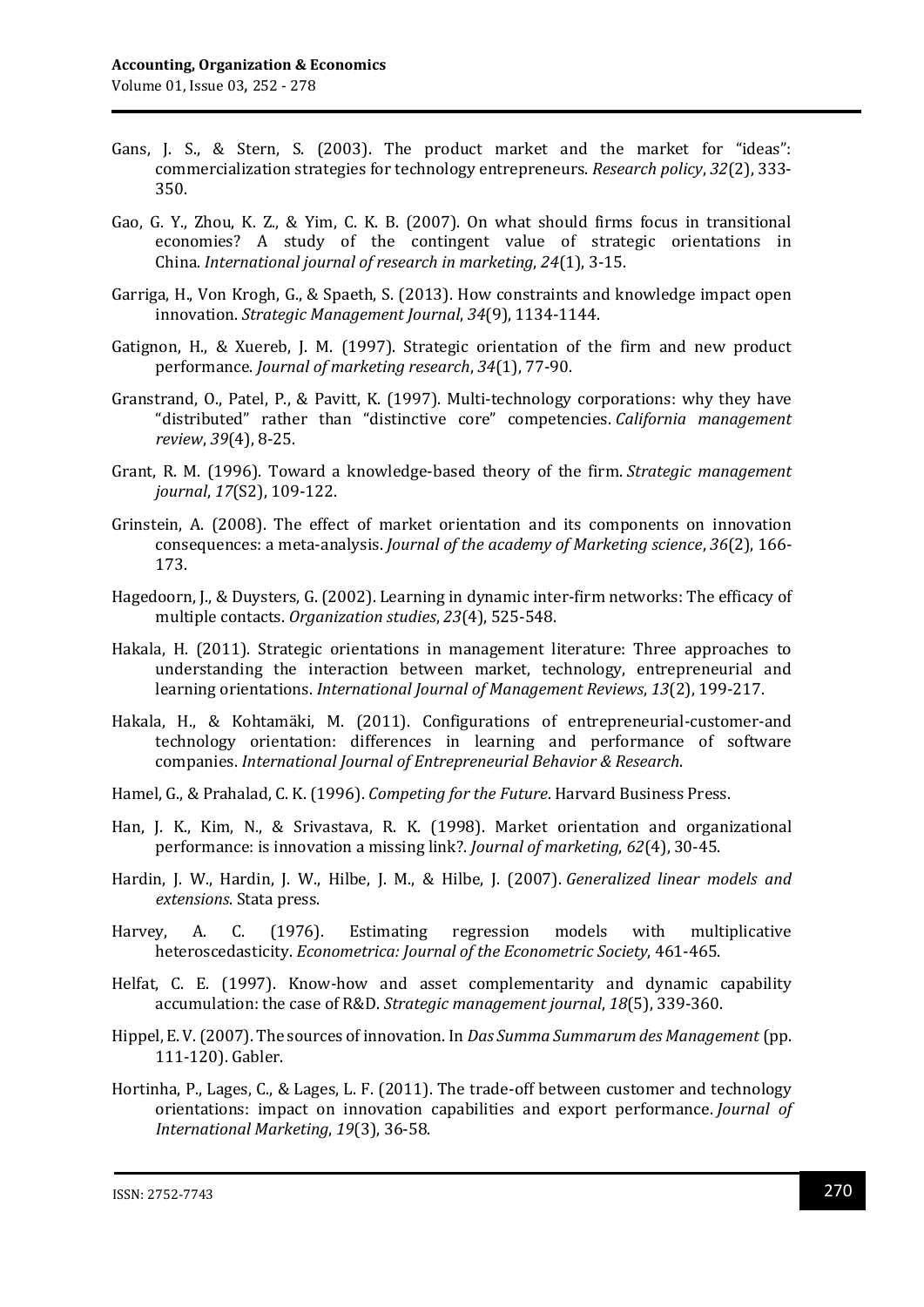Gans, J. S., & Stern, S. (2003). The product market and the market for "ideas": commercialization strategies for technology entrepreneurs. *Research policy*, *32*(2), 333-350.

Gao, G. Y., Zhou, K. Z., & Yim, C. K. B. (2007). On what should firms focus in transitional economies? A study of the contingent value of strategic orientations in China. *International journal of research in marketing*, *24*(1), 3-15.

Garriga, H., Von Krogh, G., & Spaeth, S. (2013). How constraints and knowledge impact open innovation. *Strategic Management Journal*, *34*(9), 1134-1144.

Gatignon, H., & Xuereb, J. M. (1997). Strategic orientation of the firm and new product performance. *Journal of marketing research*, *34*(1), 77-90.

Granstrand, O., Patel, P., & Pavitt, K. (1997). Multi-technology corporations: why they have "distributed" rather than "distinctive core" competencies. *California management review*, *39*(4), 8-25.

Grant, R. M. (1996). Toward a knowledge-based theory of the firm. *Strategic management journal*, *17*(S2), 109-122.

Grinstein, A. (2008). The effect of market orientation and its components on innovation consequences: a meta-analysis. *Journal of the academy of Marketing science*, *36*(2), 166-173.

Hagedoorn, J., & Duysters, G. (2002). Learning in dynamic inter-firm networks: The efficacy of multiple contacts. *Organization studies*, *23*(4), 525-548.

Hakala, H. (2011). Strategic orientations in management literature: Three approaches to understanding the interaction between market, technology, entrepreneurial and learning orientations. *International Journal of Management Reviews*, *13*(2), 199-217.

Hakala, H., & Kohtamäki, M. (2011). Configurations of entrepreneurial-customer-and technology orientation: differences in learning and performance of software companies. *International Journal of Entrepreneurial Behavior & Research*.

Hamel, G., & Prahalad, C. K. (1996). *Competing for the Future*. Harvard Business Press.

Han, J. K., Kim, N., & Srivastava, R. K. (1998). Market orientation and organizational performance: is innovation a missing link?. *Journal of marketing*, *62*(4), 30-45.

Hardin, J. W., Hardin, J. W., Hilbe, J. M., & Hilbe, J. (2007). *Generalized linear models and extensions*. Stata press.

Harvey, A. C. (1976). Estimating regression models with multiplicative heteroscedasticity. *Econometrica: Journal of the Econometric Society*, 461-465.

Helfat, C. E. (1997). Know-how and asset complementarity and dynamic capability accumulation: the case of R&D. *Strategic management journal*, *18*(5), 339-360.

Hippel, E. V. (2007). The sources of innovation. In *Das Summa Summarum des Management* (pp. 111-120). Gabler.

Hortinha, P., Lages, C., & Lages, L. F. (2011). The trade-off between customer and technology orientations: impact on innovation capabilities and export performance. *Journal of International Marketing*, *19*(3), 36-58.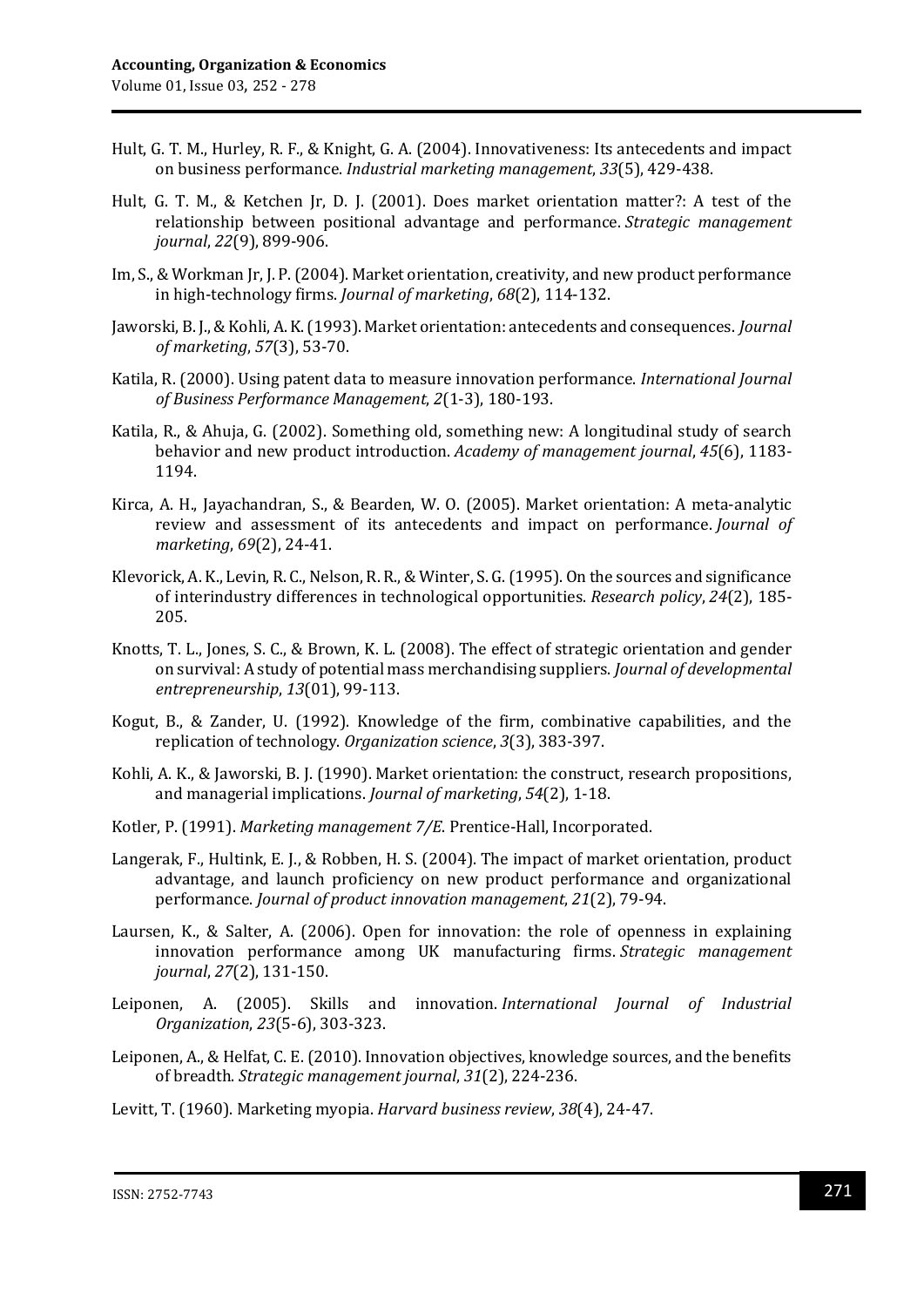Hult, G. T. M., Hurley, R. F., & Knight, G. A. (2004). Innovativeness: Its antecedents and impact on business performance. *Industrial marketing management*, *33*(5), 429-438.

Hult, G. T. M., & Ketchen Jr, D. J. (2001). Does market orientation matter?: A test of the relationship between positional advantage and performance. *Strategic management journal*, *22*(9), 899-906.

Im, S., & Workman Jr, J. P. (2004). Market orientation, creativity, and new product performance in high-technology firms. *Journal of marketing*, *68*(2), 114-132.

Jaworski, B. J., & Kohli, A. K. (1993). Market orientation: antecedents and consequences. *Journal of marketing*, *57*(3), 53-70.

Katila, R. (2000). Using patent data to measure innovation performance. *International Journal of Business Performance Management*, *2*(1-3), 180-193.

Katila, R., & Ahuja, G. (2002). Something old, something new: A longitudinal study of search behavior and new product introduction. *Academy of management journal*, *45*(6), 1183-1194.

Kirca, A. H., Jayachandran, S., & Bearden, W. O. (2005). Market orientation: A meta-analytic review and assessment of its antecedents and impact on performance. *Journal of marketing*, *69*(2), 24-41.

Klevorick, A. K., Levin, R. C., Nelson, R. R., & Winter, S. G. (1995). On the sources and significance of interindustry differences in technological opportunities. *Research policy*, *24*(2), 185-205.

Knotts, T. L., Jones, S. C., & Brown, K. L. (2008). The effect of strategic orientation and gender on survival: A study of potential mass merchandising suppliers. *Journal of developmental entrepreneurship*, *13*(01), 99-113.

Kogut, B., & Zander, U. (1992). Knowledge of the firm, combinative capabilities, and the replication of technology. *Organization science*, *3*(3), 383-397.

Kohli, A. K., & Jaworski, B. J. (1990). Market orientation: the construct, research propositions, and managerial implications. *Journal of marketing*, *54*(2), 1-18.

Kotler, P. (1991). *Marketing management 7/E*. Prentice-Hall, Incorporated.

Langerak, F., Hultink, E. J., & Robben, H. S. (2004). The impact of market orientation, product advantage, and launch proficiency on new product performance and organizational performance. *Journal of product innovation management*, *21*(2), 79-94.

Laursen, K., & Salter, A. (2006). Open for innovation: the role of openness in explaining innovation performance among UK manufacturing firms. *Strategic management journal*, *27*(2), 131-150.

Leiponen, A. (2005). Skills and innovation. *International Journal of Industrial Organization*, *23*(5-6), 303-323.

Leiponen, A., & Helfat, C. E. (2010). Innovation objectives, knowledge sources, and the benefits of breadth. *Strategic management journal*, *31*(2), 224-236.

Levitt, T. (1960). Marketing myopia. *Harvard business review*, *38*(4), 24-47.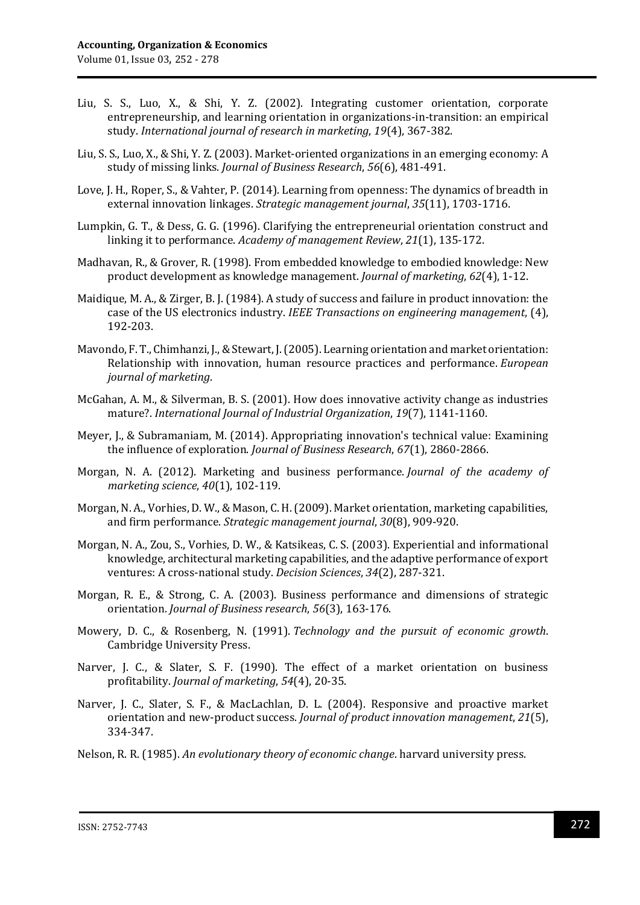Liu, S. S., Luo, X., & Shi, Y. Z. (2002). Integrating customer orientation, corporate entrepreneurship, and learning orientation in organizations-in-transition: an empirical study. *International journal of research in marketing*, *19*(4), 367-382.

Liu, S. S., Luo, X., & Shi, Y. Z. (2003). Market-oriented organizations in an emerging economy: A study of missing links. *Journal of Business Research*, *56*(6), 481-491.

Love, J. H., Roper, S., & Vahter, P. (2014). Learning from openness: The dynamics of breadth in external innovation linkages. *Strategic management journal*, *35*(11), 1703-1716.

Lumpkin, G. T., & Dess, G. G. (1996). Clarifying the entrepreneurial orientation construct and linking it to performance. *Academy of management Review*, *21*(1), 135-172.

Madhavan, R., & Grover, R. (1998). From embedded knowledge to embodied knowledge: New product development as knowledge management. *Journal of marketing*, *62*(4), 1-12.

Maidique, M. A., & Zirger, B. J. (1984). A study of success and failure in product innovation: the case of the US electronics industry. *IEEE Transactions on engineering management*, (4), 192-203.

Mavondo, F. T., Chimhanzi, J., & Stewart, J. (2005). Learning orientation and market orientation: Relationship with innovation, human resource practices and performance. *European journal of marketing*.

McGahan, A. M., & Silverman, B. S. (2001). How does innovative activity change as industries mature?. *International Journal of Industrial Organization*, *19*(7), 1141-1160.

Meyer, J., & Subramaniam, M. (2014). Appropriating innovation's technical value: Examining the influence of exploration. *Journal of Business Research*, *67*(1), 2860-2866.

Morgan, N. A. (2012). Marketing and business performance. *Journal of the academy of marketing science*, *40*(1), 102-119.

Morgan, N. A., Vorhies, D. W., & Mason, C. H. (2009). Market orientation, marketing capabilities, and firm performance. *Strategic management journal*, *30*(8), 909-920.

Morgan, N. A., Zou, S., Vorhies, D. W., & Katsikeas, C. S. (2003). Experiential and informational knowledge, architectural marketing capabilities, and the adaptive performance of export ventures: A cross-national study. *Decision Sciences*, *34*(2), 287-321.

Morgan, R. E., & Strong, C. A. (2003). Business performance and dimensions of strategic orientation. *Journal of Business research*, *56*(3), 163-176.

Mowery, D. C., & Rosenberg, N. (1991). *Technology and the pursuit of economic growth*. Cambridge University Press.

Narver, J. C., & Slater, S. F. (1990). The effect of a market orientation on business profitability. *Journal of marketing*, *54*(4), 20-35.

Narver, J. C., Slater, S. F., & MacLachlan, D. L. (2004). Responsive and proactive market orientation and new-product success. *Journal of product innovation management*, *21*(5), 334-347.

Nelson, R. R. (1985). *An evolutionary theory of economic change*. harvard university press.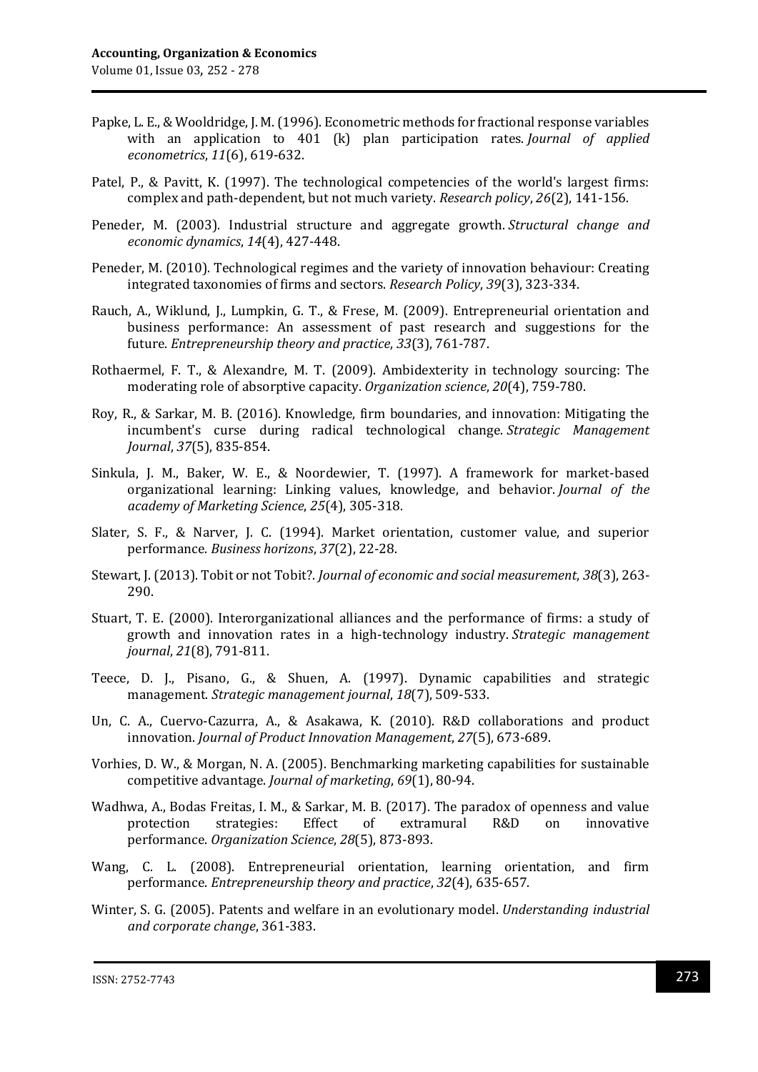Papke, L. E., & Wooldridge, J. M. (1996). Econometric methods for fractional response variables with an application to 401 (k) plan participation rates. *Journal of applied econometrics*, *11*(6), 619-632.

Patel, P., & Pavitt, K. (1997). The technological competencies of the world's largest firms: complex and path-dependent, but not much variety. *Research policy*, *26*(2), 141-156.

Peneder, M. (2003). Industrial structure and aggregate growth. *Structural change and economic dynamics*, *14*(4), 427-448.

Peneder, M. (2010). Technological regimes and the variety of innovation behaviour: Creating integrated taxonomies of firms and sectors. *Research Policy*, *39*(3), 323-334.

Rauch, A., Wiklund, J., Lumpkin, G. T., & Frese, M. (2009). Entrepreneurial orientation and business performance: An assessment of past research and suggestions for the future. *Entrepreneurship theory and practice*, *33*(3), 761-787.

Rothaermel, F. T., & Alexandre, M. T. (2009). Ambidexterity in technology sourcing: The moderating role of absorptive capacity. *Organization science*, *20*(4), 759-780.

Roy, R., & Sarkar, M. B. (2016). Knowledge, firm boundaries, and innovation: Mitigating the incumbent's curse during radical technological change. *Strategic Management Journal*, *37*(5), 835-854.

Sinkula, J. M., Baker, W. E., & Noordewier, T. (1997). A framework for market-based organizational learning: Linking values, knowledge, and behavior. *Journal of the academy of Marketing Science*, *25*(4), 305-318.

Slater, S. F., & Narver, J. C. (1994). Market orientation, customer value, and superior performance. *Business horizons*, *37*(2), 22-28.

Stewart, J. (2013). Tobit or not Tobit?. *Journal of economic and social measurement*, *38*(3), 263-290.

Stuart, T. E. (2000). Interorganizational alliances and the performance of firms: a study of growth and innovation rates in a high-technology industry. *Strategic management journal*, *21*(8), 791-811.

Teece, D. J., Pisano, G., & Shuen, A. (1997). Dynamic capabilities and strategic management. *Strategic management journal*, *18*(7), 509-533.

Un, C. A., Cuervo-Cazurra, A., & Asakawa, K. (2010). R&D collaborations and product innovation. *Journal of Product Innovation Management*, *27*(5), 673-689.

Vorhies, D. W., & Morgan, N. A. (2005). Benchmarking marketing capabilities for sustainable competitive advantage. *Journal of marketing*, *69*(1), 80-94.

Wadhwa, A., Bodas Freitas, I. M., & Sarkar, M. B. (2017). The paradox of openness and value protection strategies: Effect of extramural R&D on innovative performance. *Organization Science*, *28*(5), 873-893.

Wang, C. L. (2008). Entrepreneurial orientation, learning orientation, and firm performance. *Entrepreneurship theory and practice*, *32*(4), 635-657.

Winter, S. G. (2005). Patents and welfare in an evolutionary model. *Understanding industrial and corporate change*, 361-383.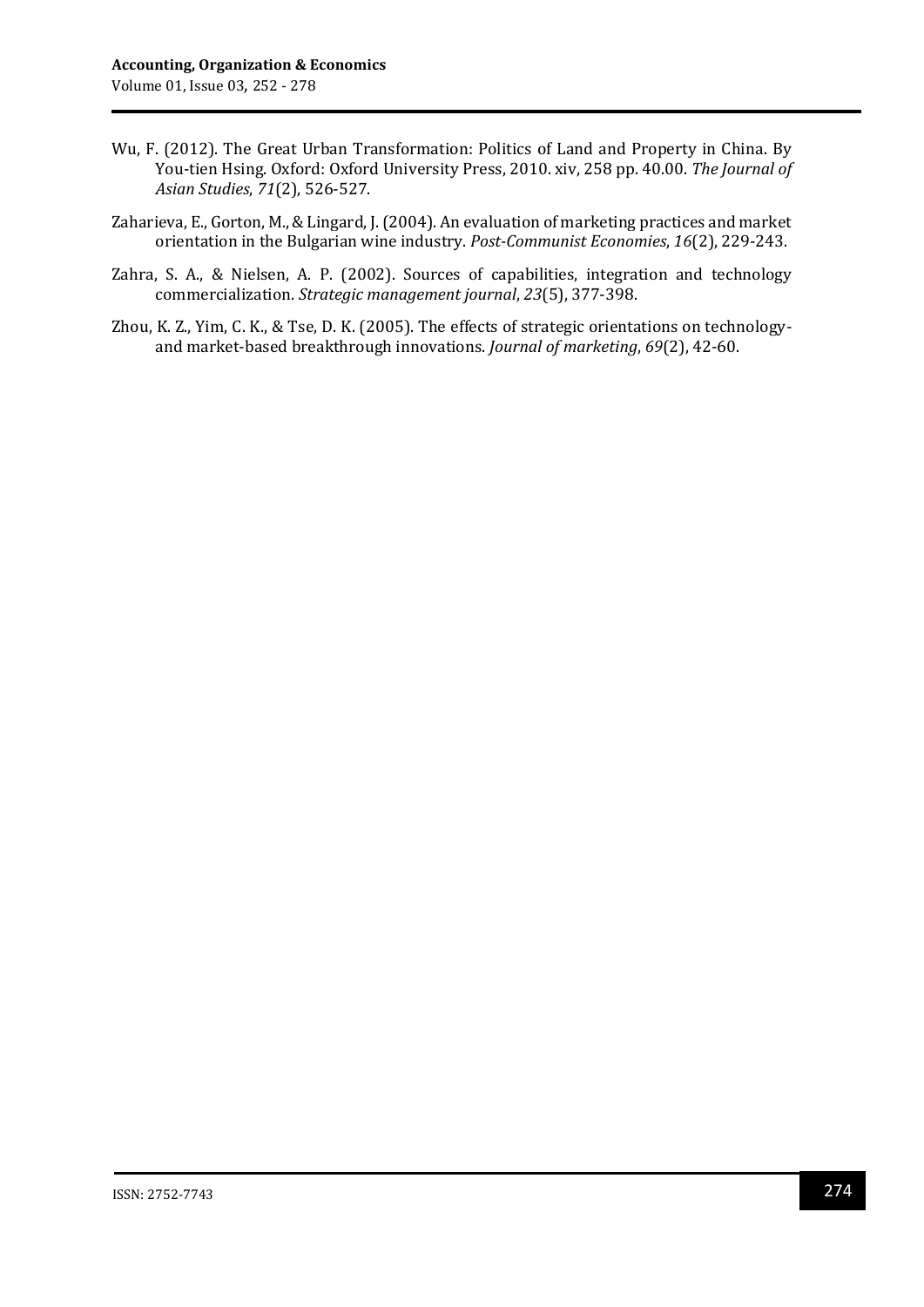Wu, F. (2012). The Great Urban Transformation: Politics of Land and Property in China. By You-tien Hsing. Oxford: Oxford University Press, 2010. xiv, 258 pp. 40.00. *The Journal of Asian Studies*, *71*(2), 526-527.

Zaharieva, E., Gorton, M., & Lingard, J. (2004). An evaluation of marketing practices and market orientation in the Bulgarian wine industry. *Post-Communist Economies*, *16*(2), 229-243.

Zahra, S. A., & Nielsen, A. P. (2002). Sources of capabilities, integration and technology commercialization. *Strategic management journal*, *23*(5), 377-398.

Zhou, K. Z., Yim, C. K., & Tse, D. K. (2005). The effects of strategic orientations on technology- and market-based breakthrough innovations. *Journal of marketing*, *69*(2), 42-60.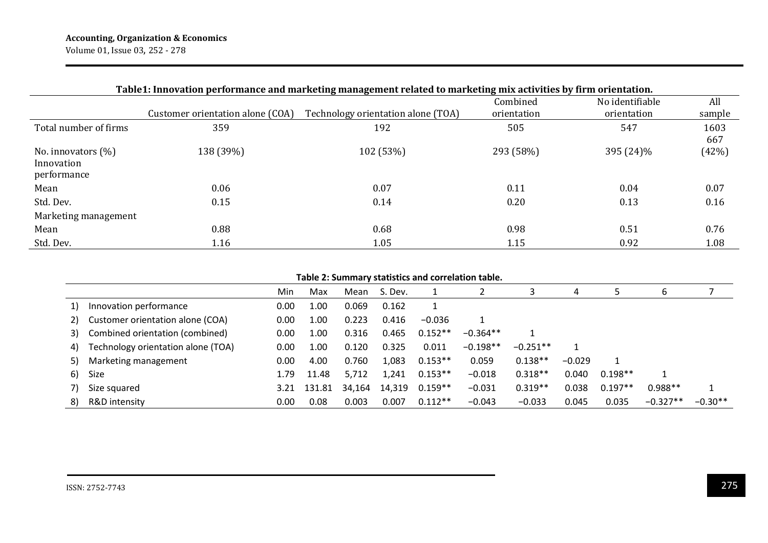**Table1: Innovation performance and marketing management related to marketing mix activities by firm orientation.**

| | Customer orientation alone (COA) | Technology orientation alone (TOA) | Combined orientation | No identifiable orientation | All sample |
|---|---|---|---|---|---|
| Total number of firms | 359 | 192 | 505 | 547 | 1603 |
| No. innovators (%) | 138 (39%) | 102 (53%) | 293 (58%) | 395 (24)% | 667 (42%) |
| Innovation performance | | | | | |
| Mean | 0.06 | 0.07 | 0.11 | 0.04 | 0.07 |
| Std. Dev. | 0.15 | 0.14 | 0.20 | 0.13 | 0.16 |
| Marketing management | | | | | |
| Mean | 0.88 | 0.68 | 0.98 | 0.51 | 0.76 |
| Std. Dev. | 1.16 | 1.05 | 1.15 | 0.92 | 1.08 |

**Table 2: Summary statistics and correlation table.**

| | | Min | Max | Mean | S. Dev. | 1 | 2 | 3 | 4 | 5 | 6 | 7 |
|---|---|---|---|---|---|---|---|---|---|---|---|---|
| 1) | Innovation performance | 0.00 | 1.00 | 0.069 | 0.162 | 1 | | | | | | |
| 2) | Customer orientation alone (COA) | 0.00 | 1.00 | 0.223 | 0.416 | −0.036 | 1 | | | | | |
| 3) | Combined orientation (combined) | 0.00 | 1.00 | 0.316 | 0.465 | 0.152** | −0.364** | 1 | | | | |
| 4) | Technology orientation alone (TOA) | 0.00 | 1.00 | 0.120 | 0.325 | 0.011 | −0.198** | −0.251** | 1 | | | |
| 5) | Marketing management | 0.00 | 4.00 | 0.760 | 1,083 | 0.153** | 0.059 | 0.138** | −0.029 | 1 | | |
| 6) | Size | 1.79 | 11.48 | 5,712 | 1,241 | 0.153** | −0.018 | 0.318** | 0.040 | 0.198** | 1 | |
| 7) | Size squared | 3.21 | 131.81 | 34,164 | 14,319 | 0.159** | −0.031 | 0.319** | 0.038 | 0.197** | 0.988** | 1 |
| 8) | R&D intensity | 0.00 | 0.08 | 0.003 | 0.007 | 0.112** | −0.043 | −0.033 | 0.045 | 0.035 | −0.327** | −0.30** |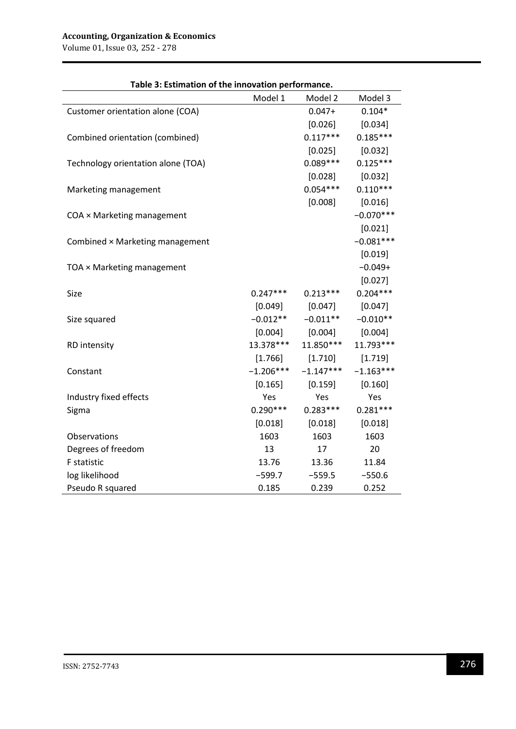**Table 3: Estimation of the innovation performance.**

| | Model 1 | Model 2 | Model 3 |
|---|---|---|---|
| Customer orientation alone (COA) | | 0.047+ | 0.104* |
| | | [0.026] | [0.034] |
| Combined orientation (combined) | | 0.117*** | 0.185*** |
| | | [0.025] | [0.032] |
| Technology orientation alone (TOA) | | 0.089*** | 0.125*** |
| | | [0.028] | [0.032] |
| Marketing management | | 0.054*** | 0.110*** |
| | | [0.008] | [0.016] |
| COA × Marketing management | | | −0.070*** |
| | | | [0.021] |
| Combined × Marketing management | | | −0.081*** |
| | | | [0.019] |
| TOA × Marketing management | | | −0.049+ |
| | | | [0.027] |
| Size | 0.247*** | 0.213*** | 0.204*** |
| | [0.049] | [0.047] | [0.047] |
| Size squared | −0.012** | −0.011** | −0.010** |
| | [0.004] | [0.004] | [0.004] |
| RD intensity | 13.378*** | 11.850*** | 11.793*** |
| | [1.766] | [1.710] | [1.719] |
| Constant | −1.206*** | −1.147*** | −1.163*** |
| | [0.165] | [0.159] | [0.160] |
| Industry fixed effects | Yes | Yes | Yes |
| Sigma | 0.290*** | 0.283*** | 0.281*** |
| | [0.018] | [0.018] | [0.018] |
| Observations | 1603 | 1603 | 1603 |
| Degrees of freedom | 13 | 17 | 20 |
| F statistic | 13.76 | 13.36 | 11.84 |
| log likelihood | −599.7 | −559.5 | −550.6 |
| Pseudo R squared | 0.185 | 0.239 | 0.252 |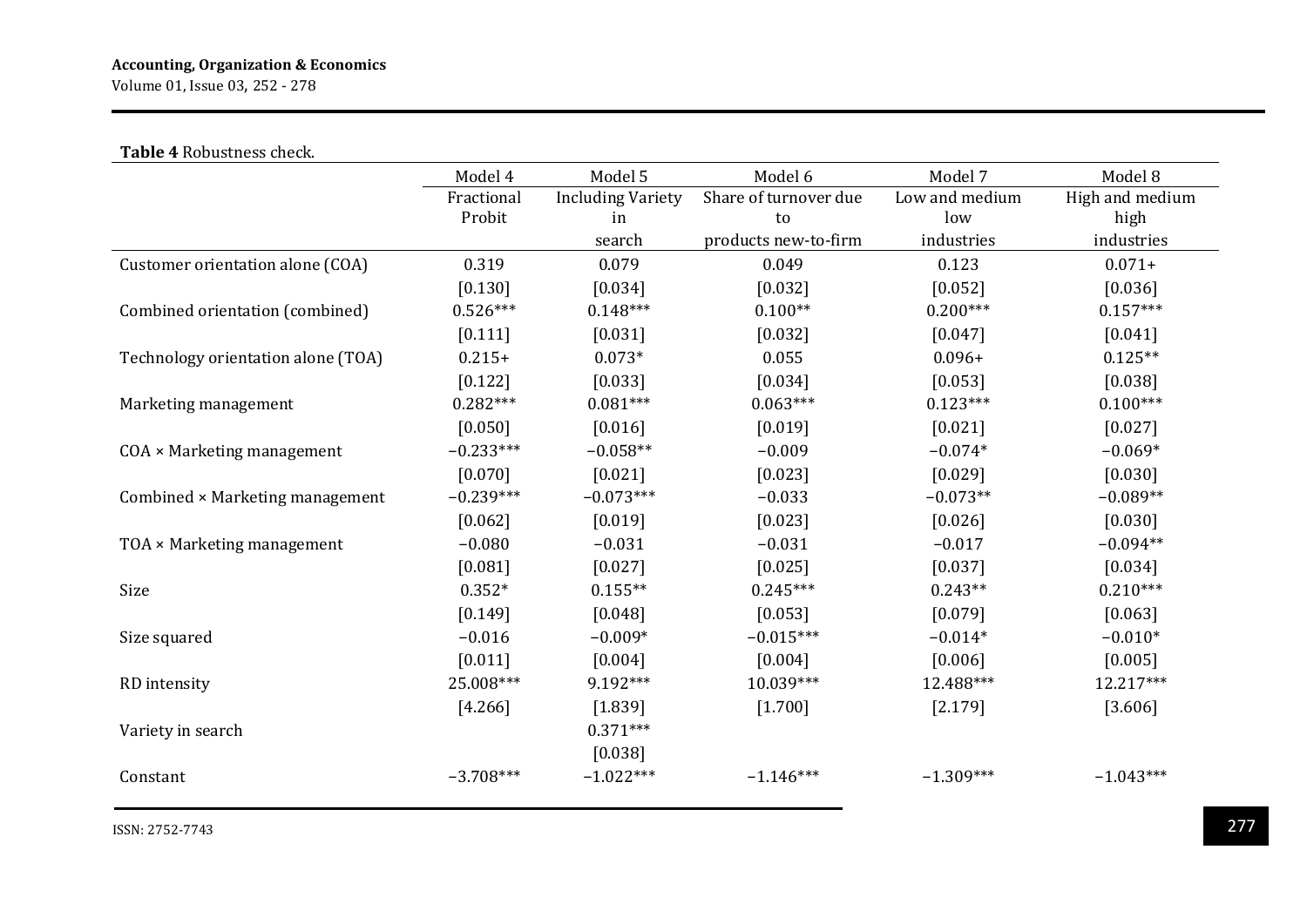**Table 4** Robustness check.

| | Model 4 | Model 5 | Model 6 | Model 7 | Model 8 |
|---|---|---|---|---|---|
| | Fractional Probit | Including Variety in search | Share of turnover due to products new-to-firm | Low and medium low industries | High and medium high industries |
| Customer orientation alone (COA) | 0.319 | 0.079 | 0.049 | 0.123 | 0.071+ |
| | [0.130] | [0.034] | [0.032] | [0.052] | [0.036] |
| Combined orientation (combined) | 0.526*** | 0.148*** | 0.100** | 0.200*** | 0.157*** |
| | [0.111] | [0.031] | [0.032] | [0.047] | [0.041] |
| Technology orientation alone (TOA) | 0.215+ | 0.073* | 0.055 | 0.096+ | 0.125** |
| | [0.122] | [0.033] | [0.034] | [0.053] | [0.038] |
| Marketing management | 0.282*** | 0.081*** | 0.063*** | 0.123*** | 0.100*** |
| | [0.050] | [0.016] | [0.019] | [0.021] | [0.027] |
| COA × Marketing management | −0.233*** | −0.058** | −0.009 | −0.074* | −0.069* |
| | [0.070] | [0.021] | [0.023] | [0.029] | [0.030] |
| Combined × Marketing management | −0.239*** | −0.073*** | −0.033 | −0.073** | −0.089** |
| | [0.062] | [0.019] | [0.023] | [0.026] | [0.030] |
| TOA × Marketing management | −0.080 | −0.031 | −0.031 | −0.017 | −0.094** |
| | [0.081] | [0.027] | [0.025] | [0.037] | [0.034] |
| Size | 0.352* | 0.155** | 0.245*** | 0.243** | 0.210*** |
| | [0.149] | [0.048] | [0.053] | [0.079] | [0.063] |
| Size squared | −0.016 | −0.009* | −0.015*** | −0.014* | −0.010* |
| | [0.011] | [0.004] | [0.004] | [0.006] | [0.005] |
| RD intensity | 25.008*** | 9.192*** | 10.039*** | 12.488*** | 12.217*** |
| | [4.266] | [1.839] | [1.700] | [2.179] | [3.606] |
| Variety in search | | 0.371*** | | | |
| | | [0.038] | | | |
| Constant | −3.708*** | −1.022*** | −1.146*** | −1.309*** | −1.043*** |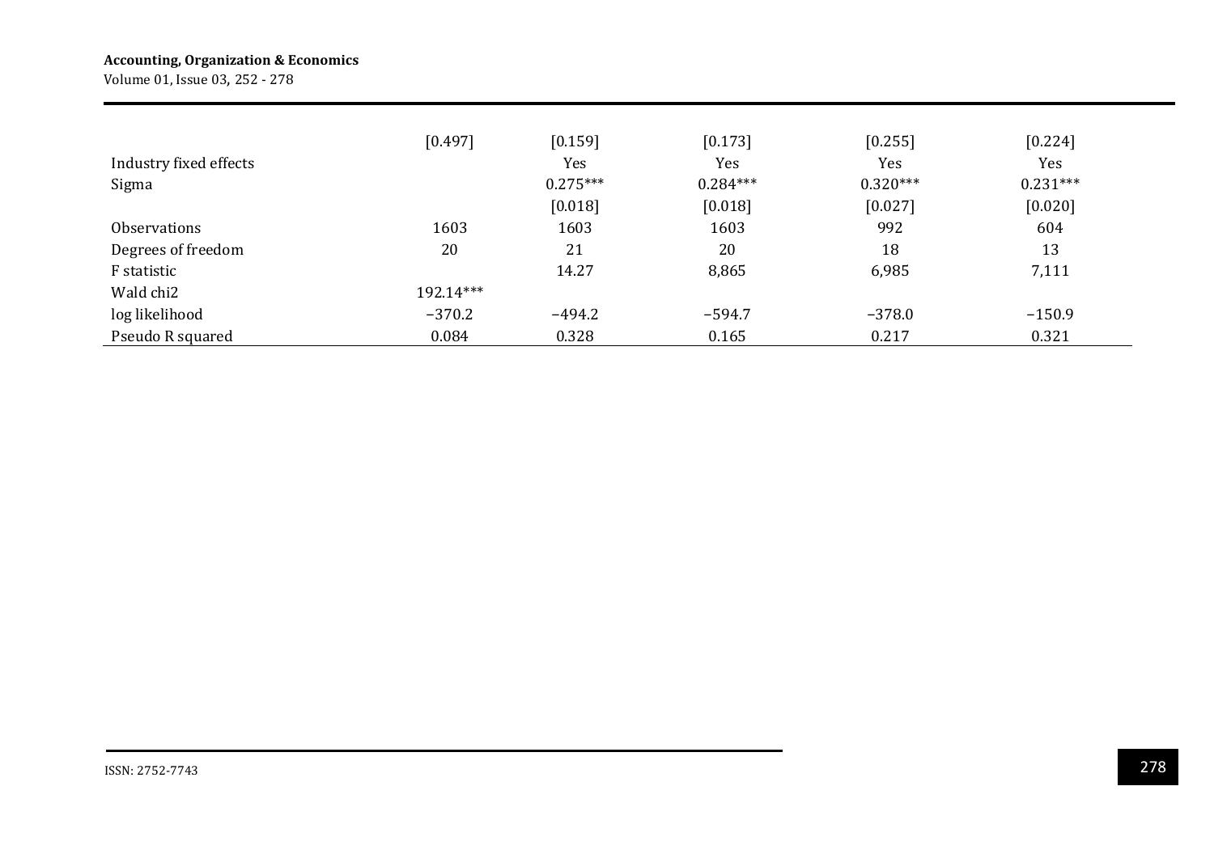| | | | | | |
|---|---|---|---|---|---|
| | [0.497] | [0.159] | [0.173] | [0.255] | [0.224] |
| Industry fixed effects | | Yes | Yes | Yes | Yes |
| Sigma | | 0.275*** | 0.284*** | 0.320*** | 0.231*** |
| | | [0.018] | [0.018] | [0.027] | [0.020] |
| Observations | 1603 | 1603 | 1603 | 992 | 604 |
| Degrees of freedom | 20 | 21 | 20 | 18 | 13 |
| F statistic | | 14.27 | 8,865 | 6,985 | 7,111 |
| Wald chi2 | 192.14*** | | | | |
| log likelihood | −370.2 | −494.2 | −594.7 | −378.0 | −150.9 |
| Pseudo R squared | 0.084 | 0.328 | 0.165 | 0.217 | 0.321 |